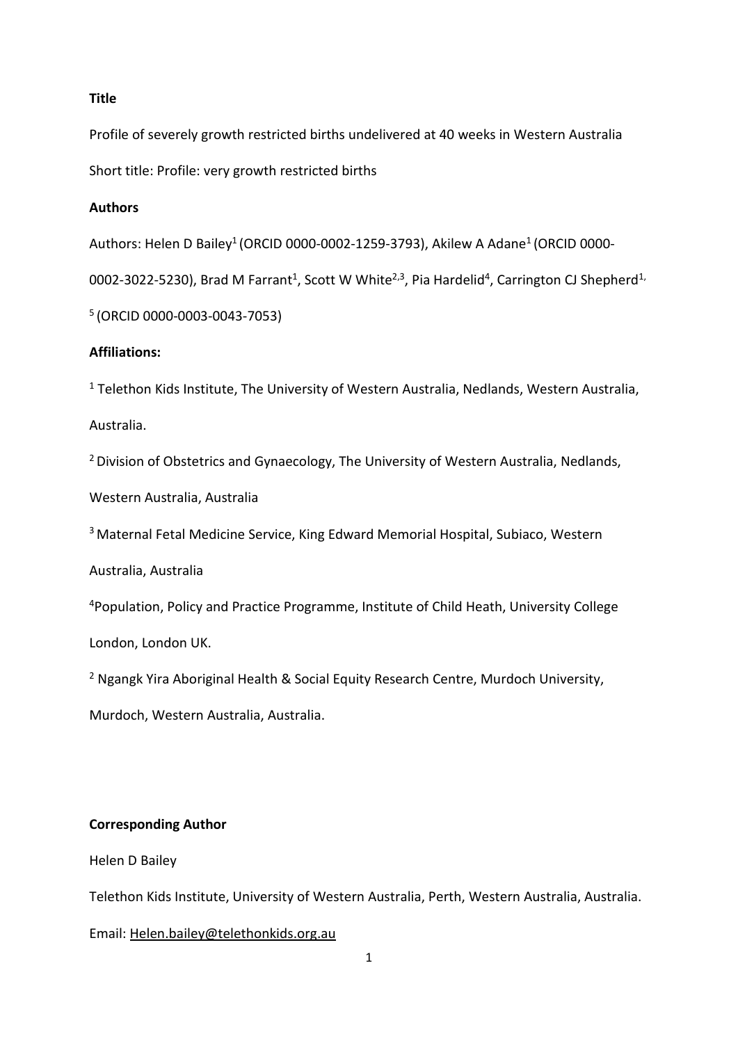**Title**

Profile of severely growth restricted births undelivered at 40 weeks in Western Australia

Short title: Profile: very growth restricted births

**Authors**

Authors: Helen D Bailey[1] (ORCID 0000-0002-1259-3793), Akilew A Adane[1] (ORCID 0000-0002-3022-5230), Brad M Farrant[1], Scott W White[2,3], Pia Hardelid[4], Carrington CJ Shepherd[1,5] (ORCID 0000-0003-0043-7053)

**Affiliations:**

[1] Telethon Kids Institute, The University of Western Australia, Nedlands, Western Australia, Australia.

[2] Division of Obstetrics and Gynaecology, The University of Western Australia, Nedlands, Western Australia, Australia

[3] Maternal Fetal Medicine Service, King Edward Memorial Hospital, Subiaco, Western Australia, Australia

[4]Population, Policy and Practice Programme, Institute of Child Heath, University College London, London UK.

[2] Ngangk Yira Aboriginal Health & Social Equity Research Centre, Murdoch University, Murdoch, Western Australia, Australia.

**Corresponding Author**

Helen D Bailey

Telethon Kids Institute, University of Western Australia, Perth, Western Australia, Australia.

Email: Helen.bailey@telethonkids.org.au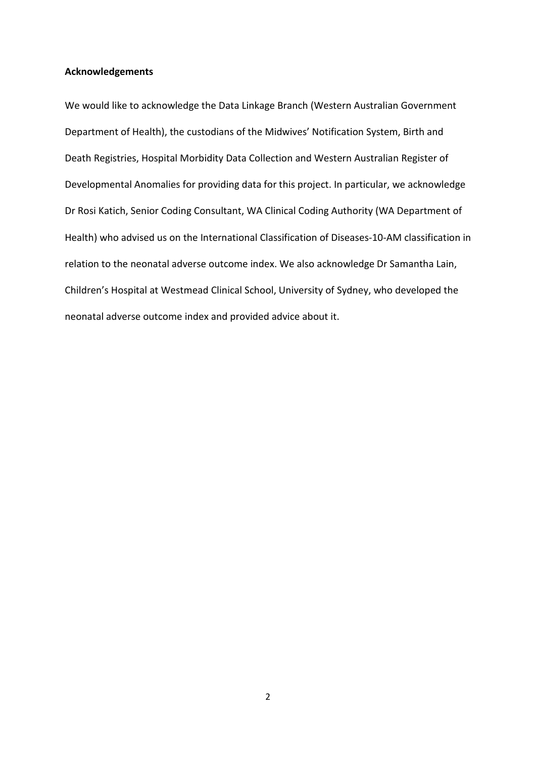**Acknowledgements**

We would like to acknowledge the Data Linkage Branch (Western Australian Government Department of Health), the custodians of the Midwives' Notification System, Birth and Death Registries, Hospital Morbidity Data Collection and Western Australian Register of Developmental Anomalies for providing data for this project. In particular, we acknowledge Dr Rosi Katich, Senior Coding Consultant, WA Clinical Coding Authority (WA Department of Health) who advised us on the International Classification of Diseases-10-AM classification in relation to the neonatal adverse outcome index. We also acknowledge Dr Samantha Lain, Children's Hospital at Westmead Clinical School, University of Sydney, who developed the neonatal adverse outcome index and provided advice about it.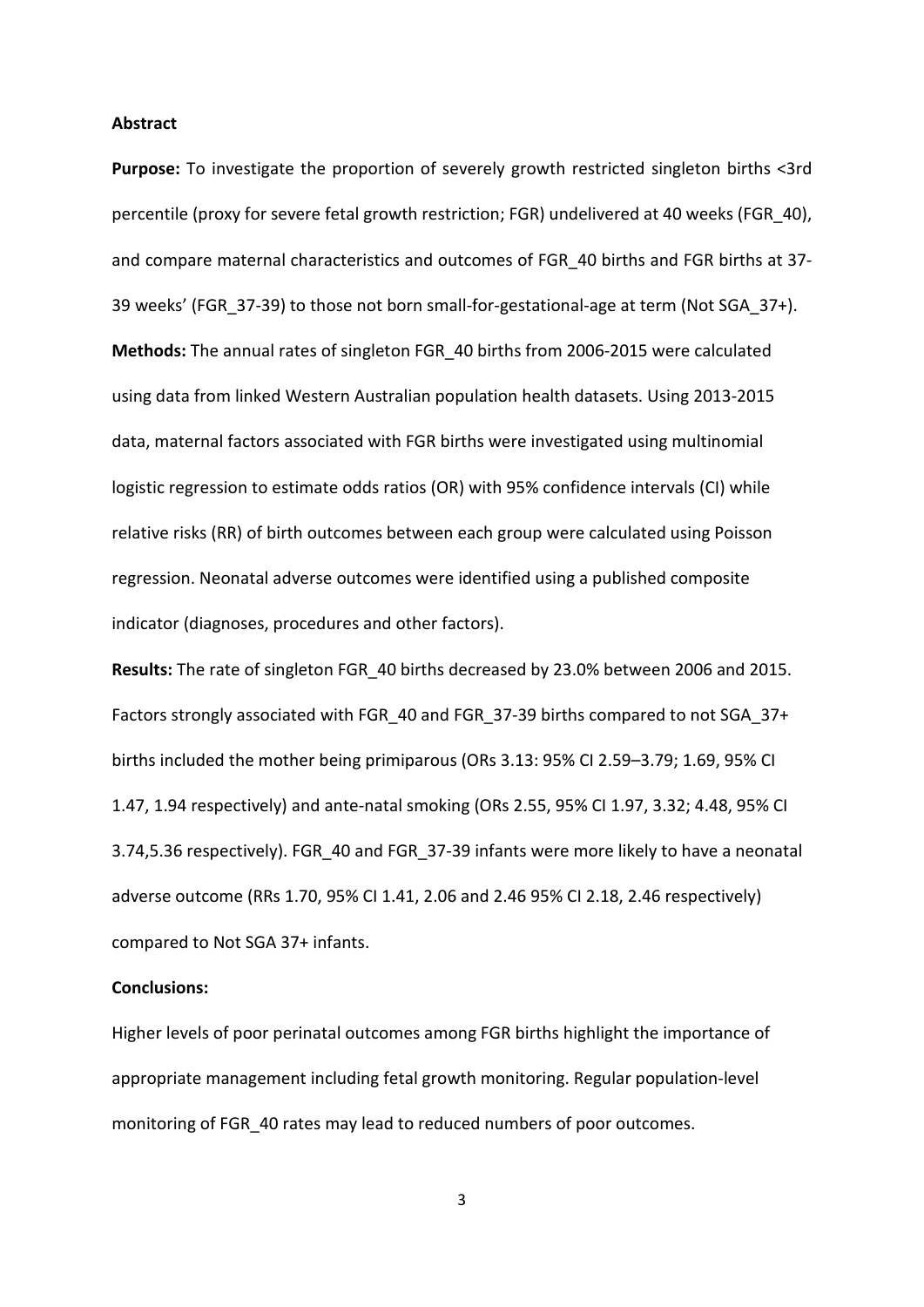**Abstract**

**Purpose:** To investigate the proportion of severely growth restricted singleton births <3rd percentile (proxy for severe fetal growth restriction; FGR) undelivered at 40 weeks (FGR_40), and compare maternal characteristics and outcomes of FGR_40 births and FGR births at 37-39 weeks' (FGR_37-39) to those not born small-for-gestational-age at term (Not SGA_37+).

**Methods:** The annual rates of singleton FGR_40 births from 2006-2015 were calculated using data from linked Western Australian population health datasets. Using 2013-2015 data, maternal factors associated with FGR births were investigated using multinomial logistic regression to estimate odds ratios (OR) with 95% confidence intervals (CI) while relative risks (RR) of birth outcomes between each group were calculated using Poisson regression. Neonatal adverse outcomes were identified using a published composite indicator (diagnoses, procedures and other factors).

**Results:** The rate of singleton FGR_40 births decreased by 23.0% between 2006 and 2015. Factors strongly associated with FGR_40 and FGR_37-39 births compared to not SGA_37+ births included the mother being primiparous (ORs 3.13: 95% CI 2.59–3.79; 1.69, 95% CI 1.47, 1.94 respectively) and ante-natal smoking (ORs 2.55, 95% CI 1.97, 3.32; 4.48, 95% CI 3.74,5.36 respectively). FGR_40 and FGR_37-39 infants were more likely to have a neonatal adverse outcome (RRs 1.70, 95% CI 1.41, 2.06 and 2.46 95% CI 2.18, 2.46 respectively) compared to Not SGA 37+ infants.

**Conclusions:**

Higher levels of poor perinatal outcomes among FGR births highlight the importance of appropriate management including fetal growth monitoring. Regular population-level monitoring of FGR_40 rates may lead to reduced numbers of poor outcomes.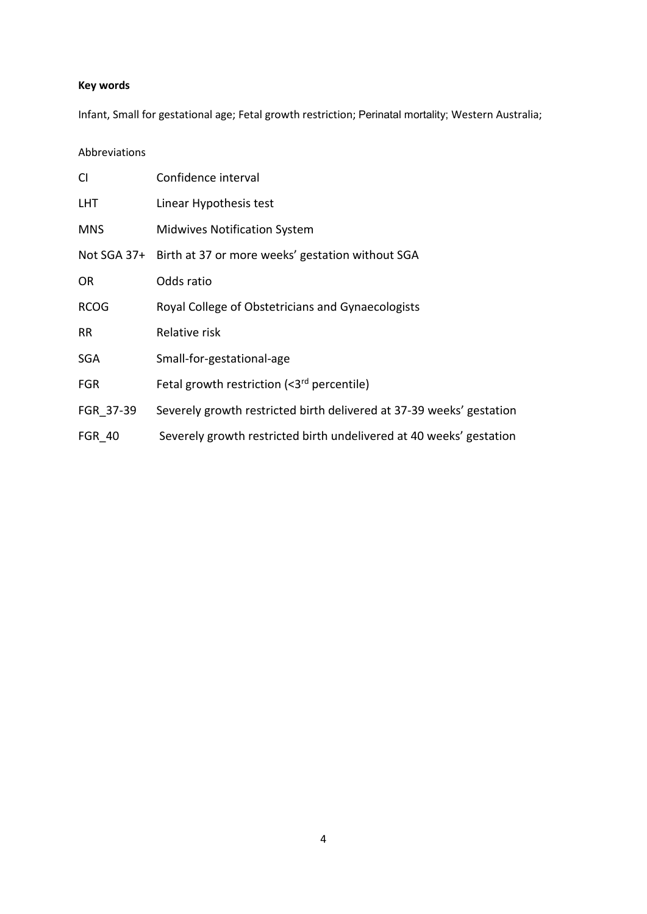**Key words**

Infant, Small for gestational age; Fetal growth restriction; Perinatal mortality; Western Australia;

Abbreviations

| | |
|---|---|
| CI | Confidence interval |
| LHT | Linear Hypothesis test |
| MNS | Midwives Notification System |
| Not SGA 37+ | Birth at 37 or more weeks' gestation without SGA |
| OR | Odds ratio |
| RCOG | Royal College of Obstetricians and Gynaecologists |
| RR | Relative risk |
| SGA | Small-for-gestational-age |
| FGR | Fetal growth restriction (<3rd percentile) |
| FGR_37-39 | Severely growth restricted birth delivered at 37-39 weeks' gestation |
| FGR_40 | Severely growth restricted birth undelivered at 40 weeks' gestation |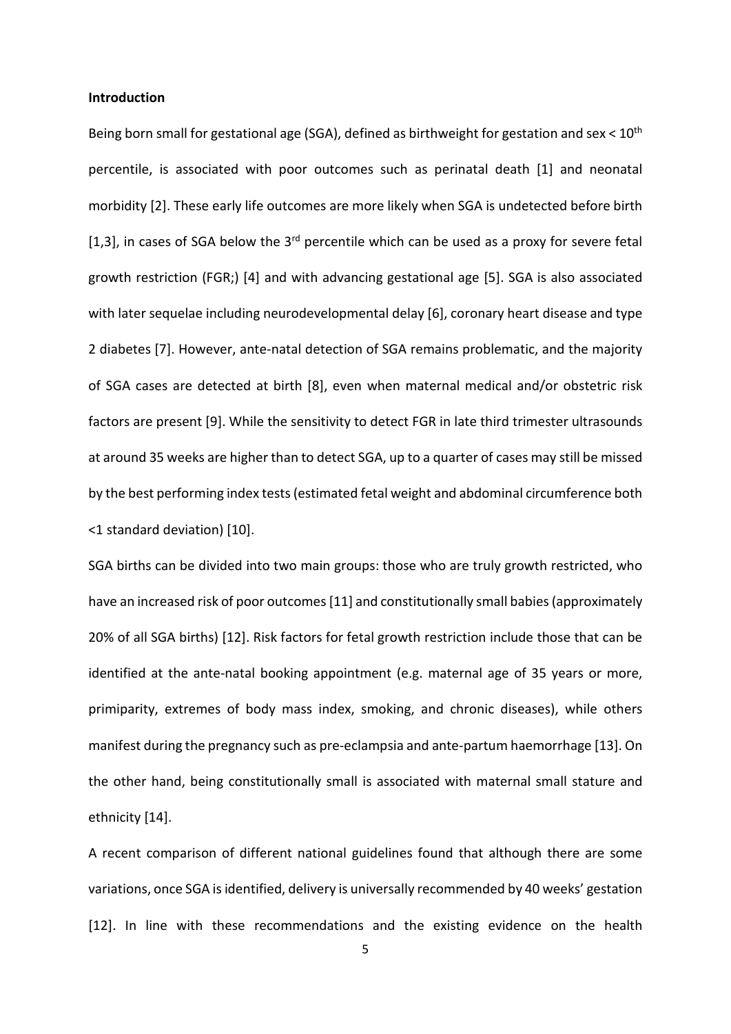**Introduction**

Being born small for gestational age (SGA), defined as birthweight for gestation and sex < 10$^{th}$ percentile, is associated with poor outcomes such as perinatal death [1] and neonatal morbidity [2]. These early life outcomes are more likely when SGA is undetected before birth [1,3], in cases of SGA below the 3$^{rd}$ percentile which can be used as a proxy for severe fetal growth restriction (FGR;) [4] and with advancing gestational age [5]. SGA is also associated with later sequelae including neurodevelopmental delay [6], coronary heart disease and type 2 diabetes [7]. However, ante-natal detection of SGA remains problematic, and the majority of SGA cases are detected at birth [8], even when maternal medical and/or obstetric risk factors are present [9]. While the sensitivity to detect FGR in late third trimester ultrasounds at around 35 weeks are higher than to detect SGA, up to a quarter of cases may still be missed by the best performing index tests (estimated fetal weight and abdominal circumference both <1 standard deviation) [10].

SGA births can be divided into two main groups: those who are truly growth restricted, who have an increased risk of poor outcomes [11] and constitutionally small babies (approximately 20% of all SGA births) [12]. Risk factors for fetal growth restriction include those that can be identified at the ante-natal booking appointment (e.g. maternal age of 35 years or more, primiparity, extremes of body mass index, smoking, and chronic diseases), while others manifest during the pregnancy such as pre-eclampsia and ante-partum haemorrhage [13]. On the other hand, being constitutionally small is associated with maternal small stature and ethnicity [14].

A recent comparison of different national guidelines found that although there are some variations, once SGA is identified, delivery is universally recommended by 40 weeks' gestation [12]. In line with these recommendations and the existing evidence on the health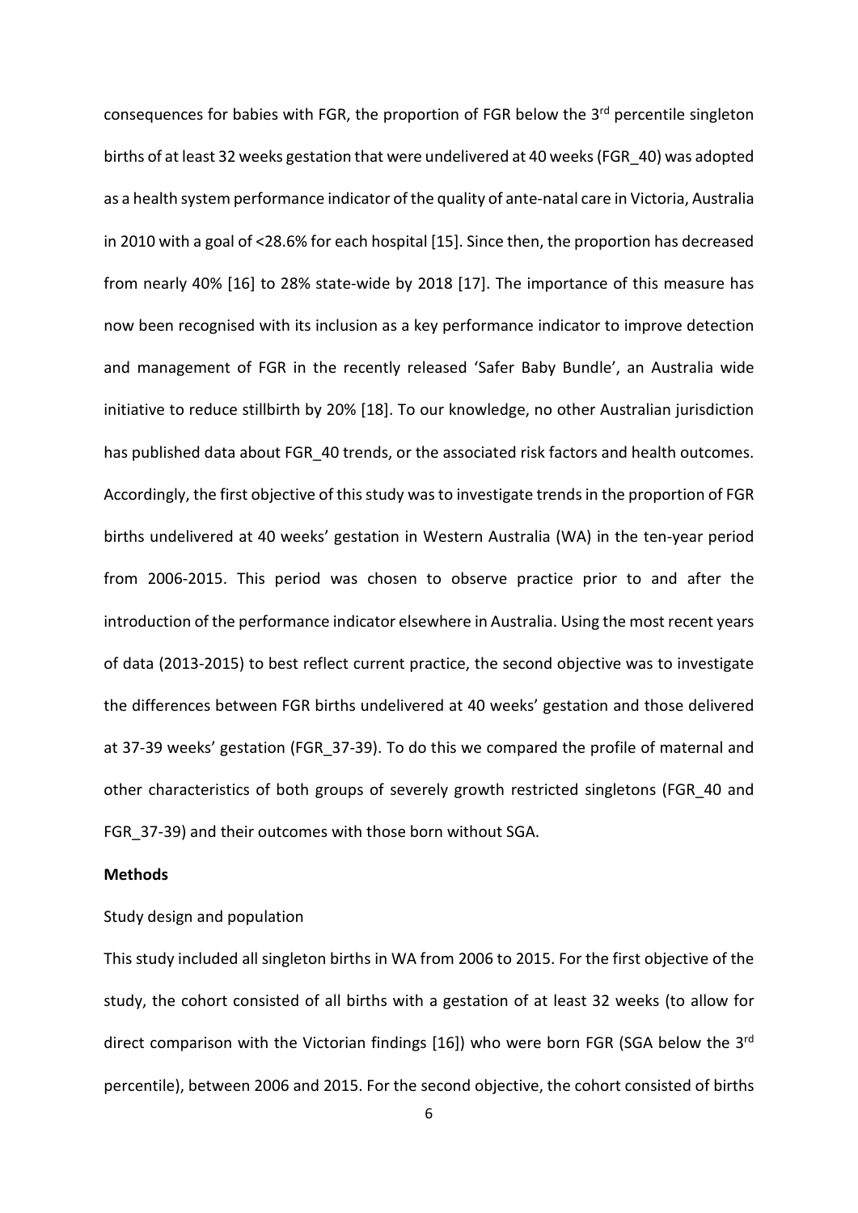consequences for babies with FGR, the proportion of FGR below the 3rd percentile singleton births of at least 32 weeks gestation that were undelivered at 40 weeks (FGR_40) was adopted as a health system performance indicator of the quality of ante-natal care in Victoria, Australia in 2010 with a goal of <28.6% for each hospital [15]. Since then, the proportion has decreased from nearly 40% [16] to 28% state-wide by 2018 [17]. The importance of this measure has now been recognised with its inclusion as a key performance indicator to improve detection and management of FGR in the recently released 'Safer Baby Bundle', an Australia wide initiative to reduce stillbirth by 20% [18]. To our knowledge, no other Australian jurisdiction has published data about FGR_40 trends, or the associated risk factors and health outcomes. Accordingly, the first objective of this study was to investigate trends in the proportion of FGR births undelivered at 40 weeks' gestation in Western Australia (WA) in the ten-year period from 2006-2015. This period was chosen to observe practice prior to and after the introduction of the performance indicator elsewhere in Australia. Using the most recent years of data (2013-2015) to best reflect current practice, the second objective was to investigate the differences between FGR births undelivered at 40 weeks' gestation and those delivered at 37-39 weeks' gestation (FGR_37-39). To do this we compared the profile of maternal and other characteristics of both groups of severely growth restricted singletons (FGR_40 and FGR_37-39) and their outcomes with those born without SGA.

## Methods

### Study design and population

This study included all singleton births in WA from 2006 to 2015. For the first objective of the study, the cohort consisted of all births with a gestation of at least 32 weeks (to allow for direct comparison with the Victorian findings [16]) who were born FGR (SGA below the 3rd percentile), between 2006 and 2015. For the second objective, the cohort consisted of births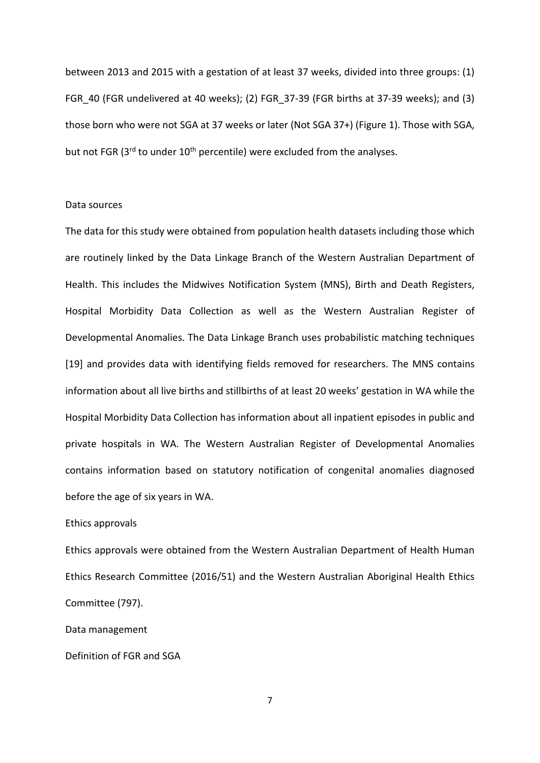between 2013 and 2015 with a gestation of at least 37 weeks, divided into three groups: (1) FGR_40 (FGR undelivered at 40 weeks); (2) FGR_37-39 (FGR births at 37-39 weeks); and (3) those born who were not SGA at 37 weeks or later (Not SGA 37+) (Figure 1). Those with SGA, but not FGR (3rd to under 10th percentile) were excluded from the analyses.

## Data sources

The data for this study were obtained from population health datasets including those which are routinely linked by the Data Linkage Branch of the Western Australian Department of Health. This includes the Midwives Notification System (MNS), Birth and Death Registers, Hospital Morbidity Data Collection as well as the Western Australian Register of Developmental Anomalies. The Data Linkage Branch uses probabilistic matching techniques [19] and provides data with identifying fields removed for researchers. The MNS contains information about all live births and stillbirths of at least 20 weeks' gestation in WA while the Hospital Morbidity Data Collection has information about all inpatient episodes in public and private hospitals in WA. The Western Australian Register of Developmental Anomalies contains information based on statutory notification of congenital anomalies diagnosed before the age of six years in WA.

## Ethics approvals

Ethics approvals were obtained from the Western Australian Department of Health Human Ethics Research Committee (2016/51) and the Western Australian Aboriginal Health Ethics Committee (797).

## Data management

### Definition of FGR and SGA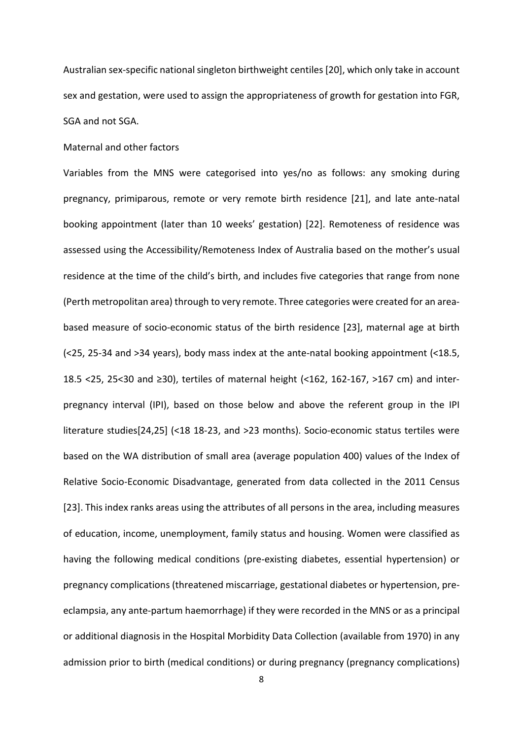Australian sex-specific national singleton birthweight centiles [20], which only take in account sex and gestation, were used to assign the appropriateness of growth for gestation into FGR, SGA and not SGA.

Maternal and other factors

Variables from the MNS were categorised into yes/no as follows: any smoking during pregnancy, primiparous, remote or very remote birth residence [21], and late ante-natal booking appointment (later than 10 weeks' gestation) [22]. Remoteness of residence was assessed using the Accessibility/Remoteness Index of Australia based on the mother's usual residence at the time of the child's birth, and includes five categories that range from none (Perth metropolitan area) through to very remote. Three categories were created for an area-based measure of socio-economic status of the birth residence [23], maternal age at birth (<25, 25-34 and >34 years), body mass index at the ante-natal booking appointment (<18.5, 18.5 <25, 25<30 and ≥30), tertiles of maternal height (<162, 162-167, >167 cm) and inter-pregnancy interval (IPI), based on those below and above the referent group in the IPI literature studies[24,25] (<18 18-23, and >23 months). Socio-economic status tertiles were based on the WA distribution of small area (average population 400) values of the Index of Relative Socio-Economic Disadvantage, generated from data collected in the 2011 Census [23]. This index ranks areas using the attributes of all persons in the area, including measures of education, income, unemployment, family status and housing. Women were classified as having the following medical conditions (pre-existing diabetes, essential hypertension) or pregnancy complications (threatened miscarriage, gestational diabetes or hypertension, pre-eclampsia, any ante-partum haemorrhage) if they were recorded in the MNS or as a principal or additional diagnosis in the Hospital Morbidity Data Collection (available from 1970) in any admission prior to birth (medical conditions) or during pregnancy (pregnancy complications)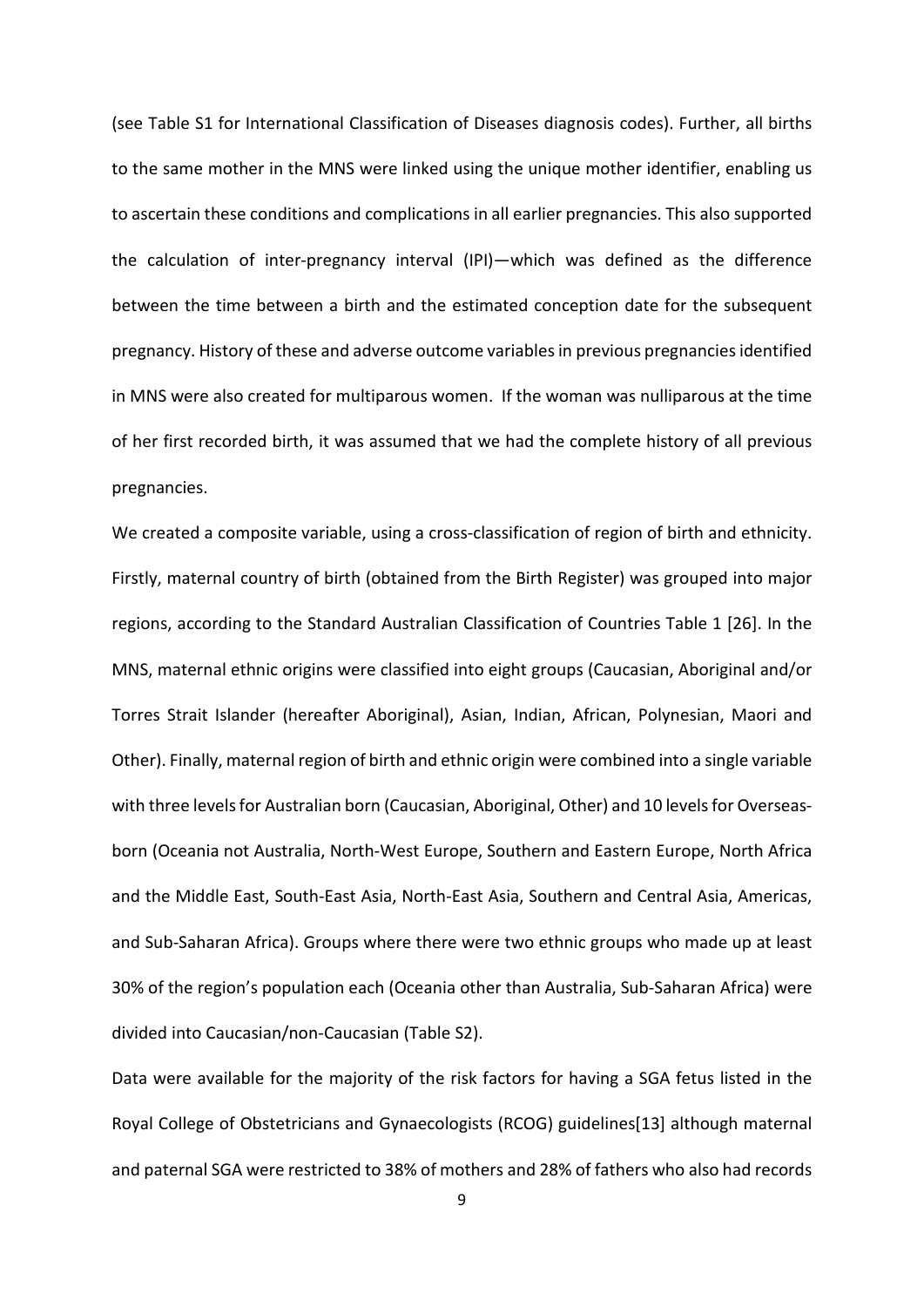(see Table S1 for International Classification of Diseases diagnosis codes). Further, all births to the same mother in the MNS were linked using the unique mother identifier, enabling us to ascertain these conditions and complications in all earlier pregnancies. This also supported the calculation of inter-pregnancy interval (IPI)—which was defined as the difference between the time between a birth and the estimated conception date for the subsequent pregnancy. History of these and adverse outcome variables in previous pregnancies identified in MNS were also created for multiparous women. If the woman was nulliparous at the time of her first recorded birth, it was assumed that we had the complete history of all previous pregnancies.

We created a composite variable, using a cross-classification of region of birth and ethnicity. Firstly, maternal country of birth (obtained from the Birth Register) was grouped into major regions, according to the Standard Australian Classification of Countries Table 1 [26]. In the MNS, maternal ethnic origins were classified into eight groups (Caucasian, Aboriginal and/or Torres Strait Islander (hereafter Aboriginal), Asian, Indian, African, Polynesian, Maori and Other). Finally, maternal region of birth and ethnic origin were combined into a single variable with three levels for Australian born (Caucasian, Aboriginal, Other) and 10 levels for Overseas-born (Oceania not Australia, North-West Europe, Southern and Eastern Europe, North Africa and the Middle East, South-East Asia, North-East Asia, Southern and Central Asia, Americas, and Sub-Saharan Africa). Groups where there were two ethnic groups who made up at least 30% of the region's population each (Oceania other than Australia, Sub-Saharan Africa) were divided into Caucasian/non-Caucasian (Table S2).

Data were available for the majority of the risk factors for having a SGA fetus listed in the Royal College of Obstetricians and Gynaecologists (RCOG) guidelines[13] although maternal and paternal SGA were restricted to 38% of mothers and 28% of fathers who also had records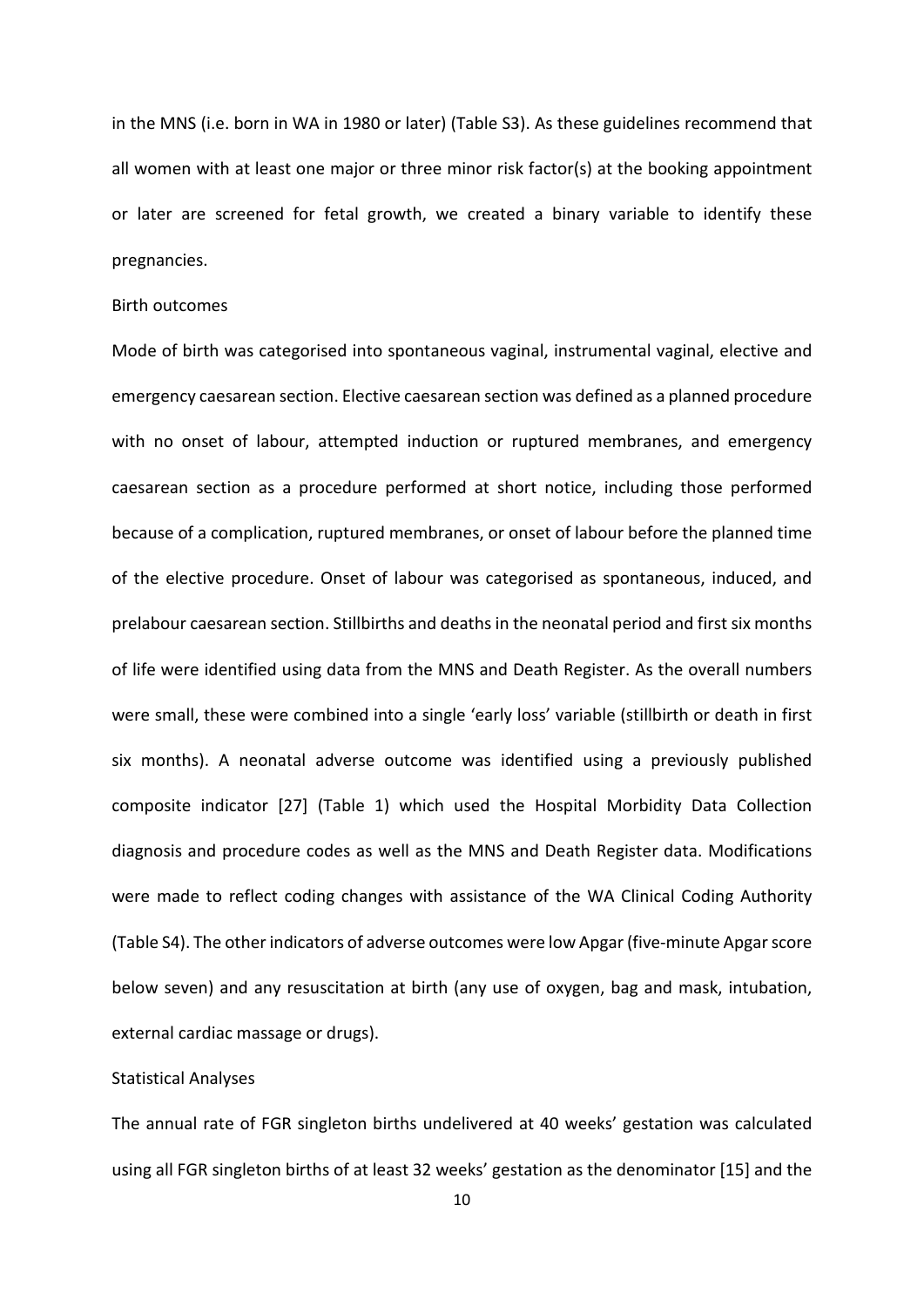in the MNS (i.e. born in WA in 1980 or later) (Table S3). As these guidelines recommend that all women with at least one major or three minor risk factor(s) at the booking appointment or later are screened for fetal growth, we created a binary variable to identify these pregnancies.

### Birth outcomes

Mode of birth was categorised into spontaneous vaginal, instrumental vaginal, elective and emergency caesarean section. Elective caesarean section was defined as a planned procedure with no onset of labour, attempted induction or ruptured membranes, and emergency caesarean section as a procedure performed at short notice, including those performed because of a complication, ruptured membranes, or onset of labour before the planned time of the elective procedure. Onset of labour was categorised as spontaneous, induced, and prelabour caesarean section. Stillbirths and deaths in the neonatal period and first six months of life were identified using data from the MNS and Death Register. As the overall numbers were small, these were combined into a single 'early loss' variable (stillbirth or death in first six months). A neonatal adverse outcome was identified using a previously published composite indicator [27] (Table 1) which used the Hospital Morbidity Data Collection diagnosis and procedure codes as well as the MNS and Death Register data. Modifications were made to reflect coding changes with assistance of the WA Clinical Coding Authority (Table S4). The other indicators of adverse outcomes were low Apgar (five-minute Apgar score below seven) and any resuscitation at birth (any use of oxygen, bag and mask, intubation, external cardiac massage or drugs).

### Statistical Analyses

The annual rate of FGR singleton births undelivered at 40 weeks' gestation was calculated using all FGR singleton births of at least 32 weeks' gestation as the denominator [15] and the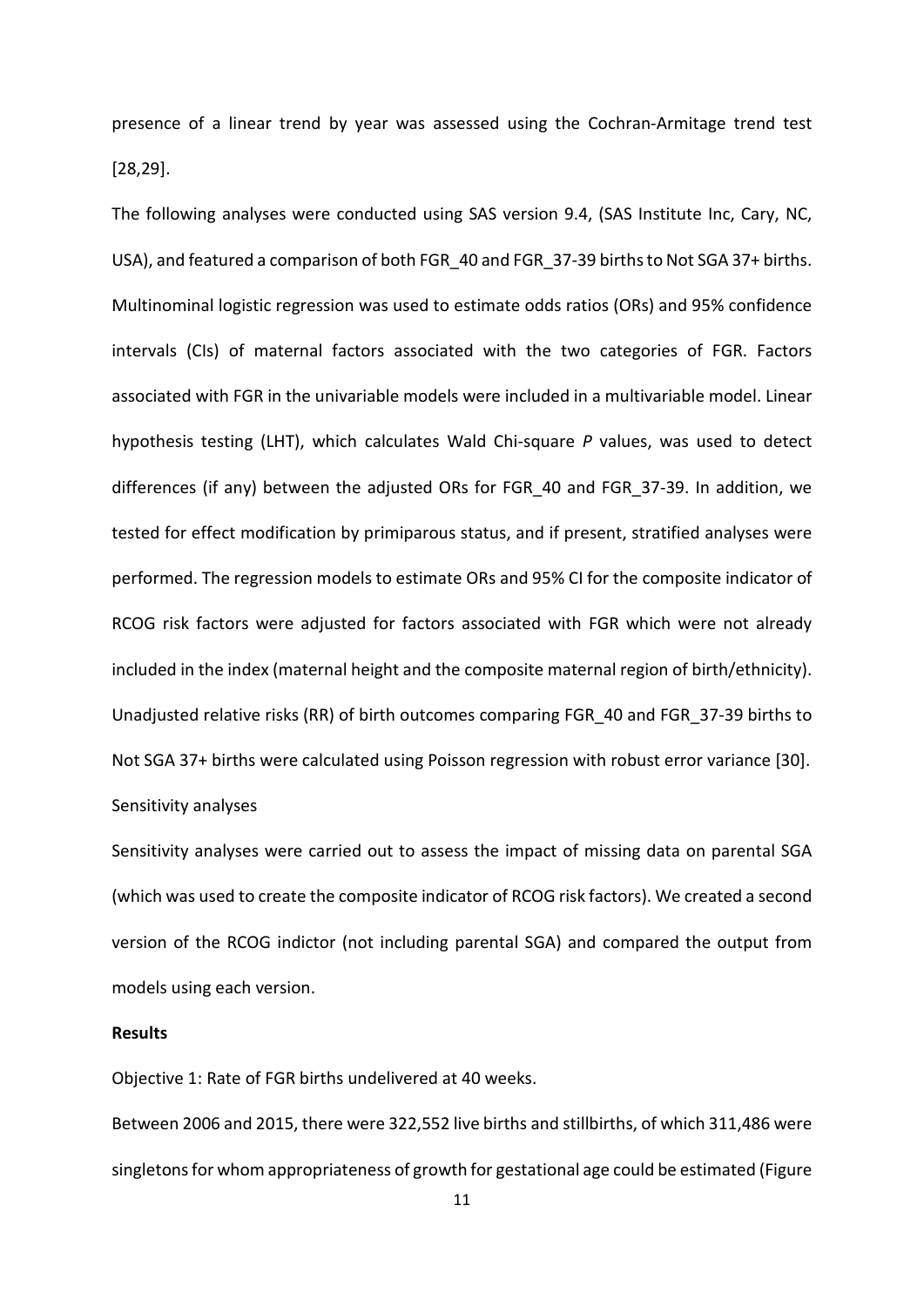presence of a linear trend by year was assessed using the Cochran-Armitage trend test [28,29].

The following analyses were conducted using SAS version 9.4, (SAS Institute Inc, Cary, NC, USA), and featured a comparison of both FGR_40 and FGR_37-39 births to Not SGA 37+ births. Multinominal logistic regression was used to estimate odds ratios (ORs) and 95% confidence intervals (CIs) of maternal factors associated with the two categories of FGR. Factors associated with FGR in the univariable models were included in a multivariable model. Linear hypothesis testing (LHT), which calculates Wald Chi-square *P* values, was used to detect differences (if any) between the adjusted ORs for FGR_40 and FGR_37-39. In addition, we tested for effect modification by primiparous status, and if present, stratified analyses were performed. The regression models to estimate ORs and 95% CI for the composite indicator of RCOG risk factors were adjusted for factors associated with FGR which were not already included in the index (maternal height and the composite maternal region of birth/ethnicity). Unadjusted relative risks (RR) of birth outcomes comparing FGR_40 and FGR_37-39 births to Not SGA 37+ births were calculated using Poisson regression with robust error variance [30].

Sensitivity analyses

Sensitivity analyses were carried out to assess the impact of missing data on parental SGA (which was used to create the composite indicator of RCOG risk factors). We created a second version of the RCOG indictor (not including parental SGA) and compared the output from models using each version.

**Results**

Objective 1: Rate of FGR births undelivered at 40 weeks.

Between 2006 and 2015, there were 322,552 live births and stillbirths, of which 311,486 were singletons for whom appropriateness of growth for gestational age could be estimated (Figure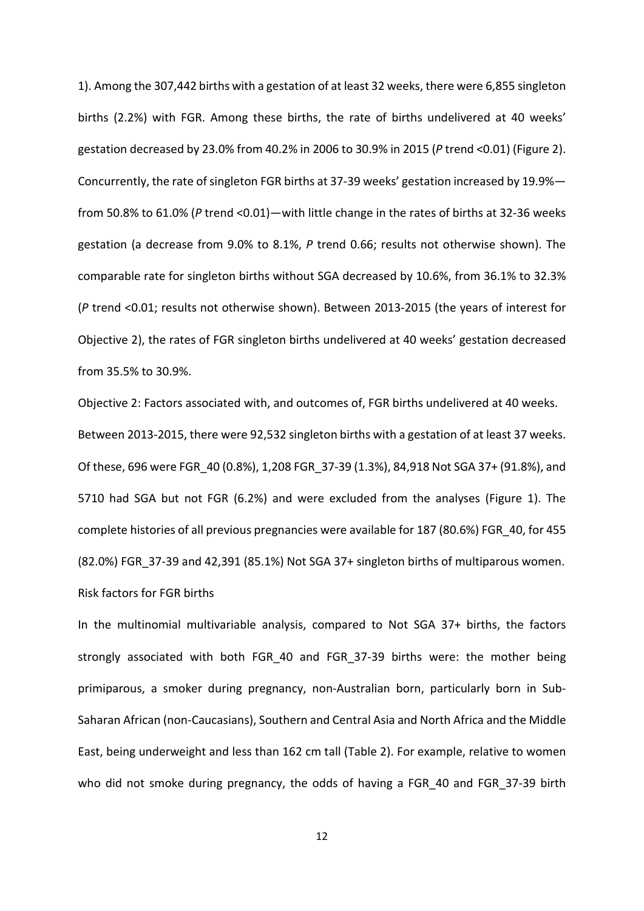1). Among the 307,442 births with a gestation of at least 32 weeks, there were 6,855 singleton births (2.2%) with FGR. Among these births, the rate of births undelivered at 40 weeks' gestation decreased by 23.0% from 40.2% in 2006 to 30.9% in 2015 (*P* trend <0.01) (Figure 2). Concurrently, the rate of singleton FGR births at 37-39 weeks' gestation increased by 19.9%—from 50.8% to 61.0% (*P* trend <0.01)—with little change in the rates of births at 32-36 weeks gestation (a decrease from 9.0% to 8.1%, *P* trend 0.66; results not otherwise shown). The comparable rate for singleton births without SGA decreased by 10.6%, from 36.1% to 32.3% (*P* trend <0.01; results not otherwise shown). Between 2013-2015 (the years of interest for Objective 2), the rates of FGR singleton births undelivered at 40 weeks' gestation decreased from 35.5% to 30.9%.

Objective 2: Factors associated with, and outcomes of, FGR births undelivered at 40 weeks.

Between 2013-2015, there were 92,532 singleton births with a gestation of at least 37 weeks. Of these, 696 were FGR_40 (0.8%), 1,208 FGR_37-39 (1.3%), 84,918 Not SGA 37+ (91.8%), and 5710 had SGA but not FGR (6.2%) and were excluded from the analyses (Figure 1). The complete histories of all previous pregnancies were available for 187 (80.6%) FGR_40, for 455 (82.0%) FGR_37-39 and 42,391 (85.1%) Not SGA 37+ singleton births of multiparous women.

Risk factors for FGR births

In the multinomial multivariable analysis, compared to Not SGA 37+ births, the factors strongly associated with both FGR_40 and FGR_37-39 births were: the mother being primiparous, a smoker during pregnancy, non-Australian born, particularly born in Sub-Saharan African (non-Caucasians), Southern and Central Asia and North Africa and the Middle East, being underweight and less than 162 cm tall (Table 2). For example, relative to women who did not smoke during pregnancy, the odds of having a FGR_40 and FGR_37-39 birth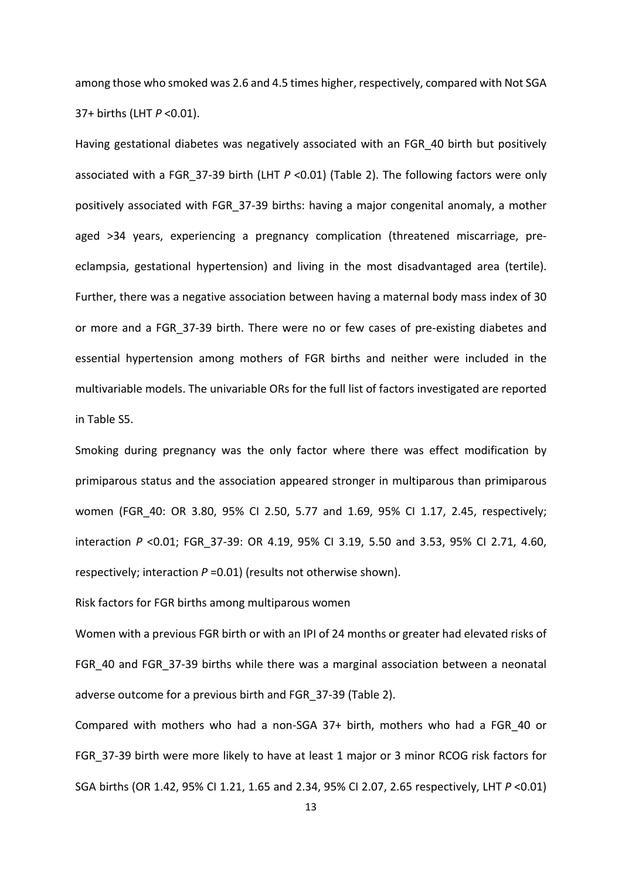among those who smoked was 2.6 and 4.5 times higher, respectively, compared with Not SGA 37+ births (LHT *P* <0.01).

Having gestational diabetes was negatively associated with an FGR_40 birth but positively associated with a FGR_37-39 birth (LHT *P* <0.01) (Table 2). The following factors were only positively associated with FGR_37-39 births: having a major congenital anomaly, a mother aged >34 years, experiencing a pregnancy complication (threatened miscarriage, pre-eclampsia, gestational hypertension) and living in the most disadvantaged area (tertile). Further, there was a negative association between having a maternal body mass index of 30 or more and a FGR_37-39 birth. There were no or few cases of pre-existing diabetes and essential hypertension among mothers of FGR births and neither were included in the multivariable models. The univariable ORs for the full list of factors investigated are reported in Table S5.

Smoking during pregnancy was the only factor where there was effect modification by primiparous status and the association appeared stronger in multiparous than primiparous women (FGR_40: OR 3.80, 95% CI 2.50, 5.77 and 1.69, 95% CI 1.17, 2.45, respectively; interaction *P* <0.01; FGR_37-39: OR 4.19, 95% CI 3.19, 5.50 and 3.53, 95% CI 2.71, 4.60, respectively; interaction *P* =0.01) (results not otherwise shown).

Risk factors for FGR births among multiparous women

Women with a previous FGR birth or with an IPI of 24 months or greater had elevated risks of FGR_40 and FGR_37-39 births while there was a marginal association between a neonatal adverse outcome for a previous birth and FGR_37-39 (Table 2).

Compared with mothers who had a non-SGA 37+ birth, mothers who had a FGR_40 or FGR_37-39 birth were more likely to have at least 1 major or 3 minor RCOG risk factors for SGA births (OR 1.42, 95% CI 1.21, 1.65 and 2.34, 95% CI 2.07, 2.65 respectively, LHT *P* <0.01)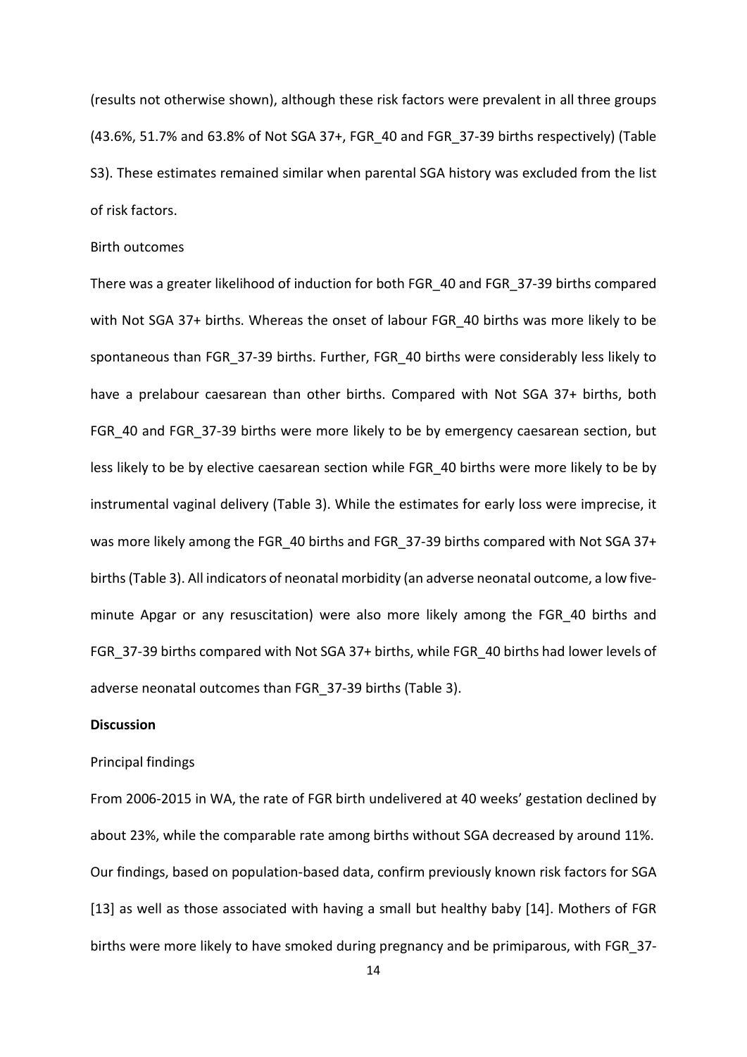(results not otherwise shown), although these risk factors were prevalent in all three groups (43.6%, 51.7% and 63.8% of Not SGA 37+, FGR_40 and FGR_37-39 births respectively) (Table S3). These estimates remained similar when parental SGA history was excluded from the list of risk factors.

Birth outcomes

There was a greater likelihood of induction for both FGR_40 and FGR_37-39 births compared with Not SGA 37+ births. Whereas the onset of labour FGR_40 births was more likely to be spontaneous than FGR_37-39 births. Further, FGR_40 births were considerably less likely to have a prelabour caesarean than other births. Compared with Not SGA 37+ births, both FGR_40 and FGR_37-39 births were more likely to be by emergency caesarean section, but less likely to be by elective caesarean section while FGR_40 births were more likely to be by instrumental vaginal delivery (Table 3). While the estimates for early loss were imprecise, it was more likely among the FGR_40 births and FGR_37-39 births compared with Not SGA 37+ births (Table 3). All indicators of neonatal morbidity (an adverse neonatal outcome, a low five-minute Apgar or any resuscitation) were also more likely among the FGR_40 births and FGR_37-39 births compared with Not SGA 37+ births, while FGR_40 births had lower levels of adverse neonatal outcomes than FGR_37-39 births (Table 3).

**Discussion**

Principal findings

From 2006-2015 in WA, the rate of FGR birth undelivered at 40 weeks' gestation declined by about 23%, while the comparable rate among births without SGA decreased by around 11%. Our findings, based on population-based data, confirm previously known risk factors for SGA [13] as well as those associated with having a small but healthy baby [14]. Mothers of FGR births were more likely to have smoked during pregnancy and be primiparous, with FGR_37-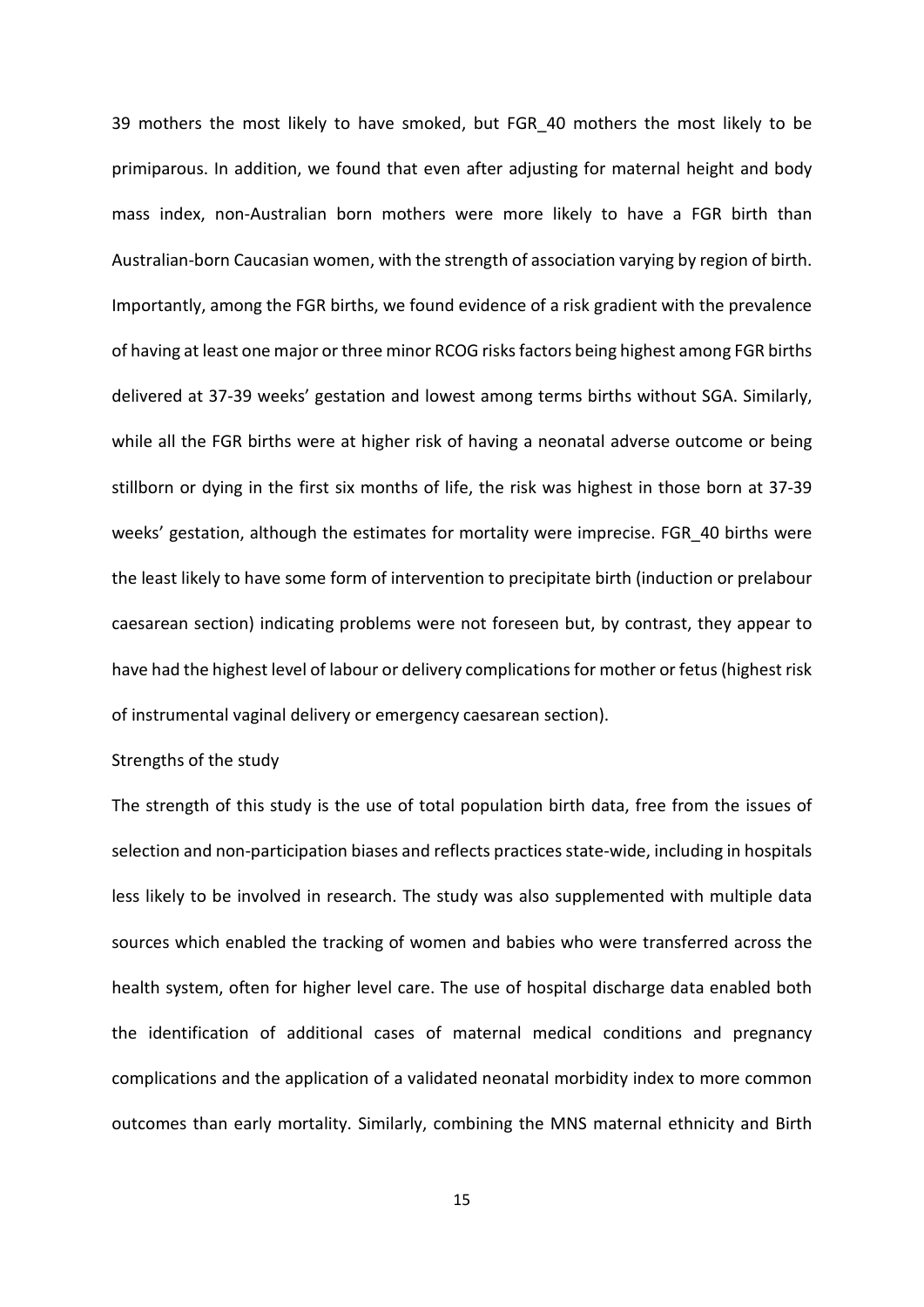39 mothers the most likely to have smoked, but FGR_40 mothers the most likely to be primiparous. In addition, we found that even after adjusting for maternal height and body mass index, non-Australian born mothers were more likely to have a FGR birth than Australian-born Caucasian women, with the strength of association varying by region of birth. Importantly, among the FGR births, we found evidence of a risk gradient with the prevalence of having at least one major or three minor RCOG risks factors being highest among FGR births delivered at 37-39 weeks' gestation and lowest among terms births without SGA. Similarly, while all the FGR births were at higher risk of having a neonatal adverse outcome or being stillborn or dying in the first six months of life, the risk was highest in those born at 37-39 weeks' gestation, although the estimates for mortality were imprecise. FGR_40 births were the least likely to have some form of intervention to precipitate birth (induction or prelabour caesarean section) indicating problems were not foreseen but, by contrast, they appear to have had the highest level of labour or delivery complications for mother or fetus (highest risk of instrumental vaginal delivery or emergency caesarean section).

Strengths of the study

The strength of this study is the use of total population birth data, free from the issues of selection and non-participation biases and reflects practices state-wide, including in hospitals less likely to be involved in research. The study was also supplemented with multiple data sources which enabled the tracking of women and babies who were transferred across the health system, often for higher level care. The use of hospital discharge data enabled both the identification of additional cases of maternal medical conditions and pregnancy complications and the application of a validated neonatal morbidity index to more common outcomes than early mortality. Similarly, combining the MNS maternal ethnicity and Birth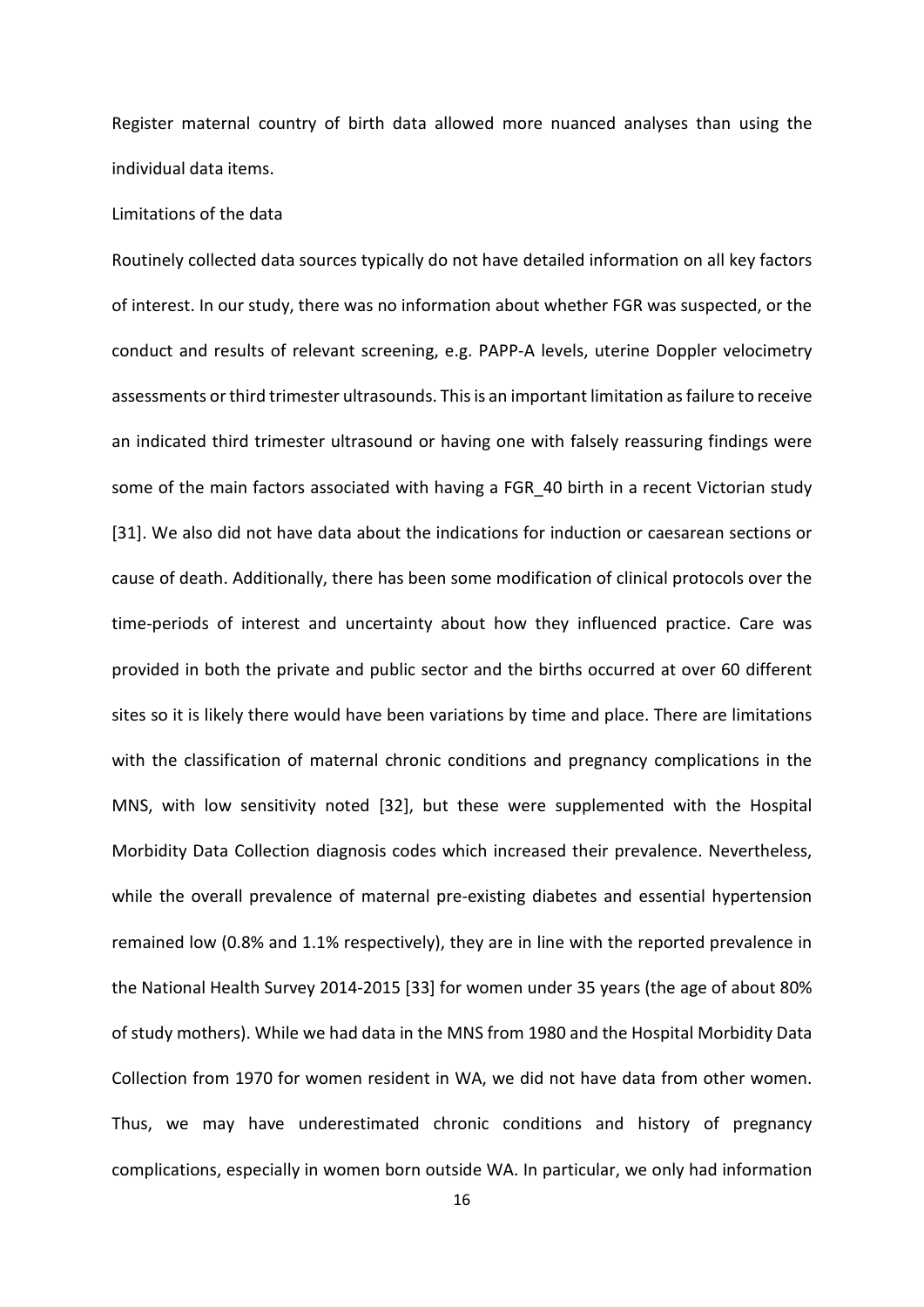Register maternal country of birth data allowed more nuanced analyses than using the individual data items.

### Limitations of the data

Routinely collected data sources typically do not have detailed information on all key factors of interest. In our study, there was no information about whether FGR was suspected, or the conduct and results of relevant screening, e.g. PAPP-A levels, uterine Doppler velocimetry assessments or third trimester ultrasounds. This is an important limitation as failure to receive an indicated third trimester ultrasound or having one with falsely reassuring findings were some of the main factors associated with having a FGR_40 birth in a recent Victorian study [31]. We also did not have data about the indications for induction or caesarean sections or cause of death. Additionally, there has been some modification of clinical protocols over the time-periods of interest and uncertainty about how they influenced practice. Care was provided in both the private and public sector and the births occurred at over 60 different sites so it is likely there would have been variations by time and place. There are limitations with the classification of maternal chronic conditions and pregnancy complications in the MNS, with low sensitivity noted [32], but these were supplemented with the Hospital Morbidity Data Collection diagnosis codes which increased their prevalence. Nevertheless, while the overall prevalence of maternal pre-existing diabetes and essential hypertension remained low (0.8% and 1.1% respectively), they are in line with the reported prevalence in the National Health Survey 2014-2015 [33] for women under 35 years (the age of about 80% of study mothers). While we had data in the MNS from 1980 and the Hospital Morbidity Data Collection from 1970 for women resident in WA, we did not have data from other women. Thus, we may have underestimated chronic conditions and history of pregnancy complications, especially in women born outside WA. In particular, we only had information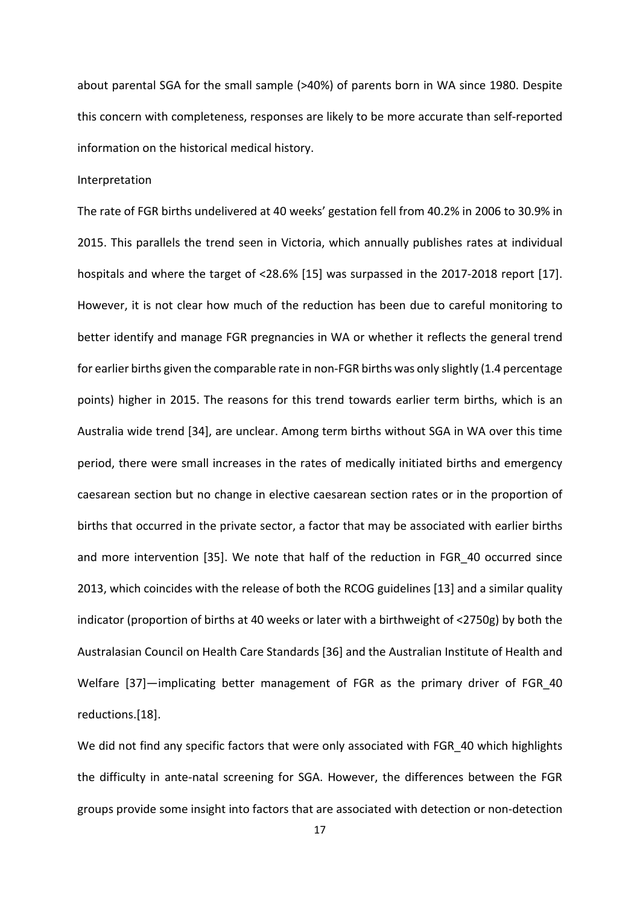about parental SGA for the small sample (>40%) of parents born in WA since 1980. Despite this concern with completeness, responses are likely to be more accurate than self-reported information on the historical medical history.

### Interpretation

The rate of FGR births undelivered at 40 weeks' gestation fell from 40.2% in 2006 to 30.9% in 2015. This parallels the trend seen in Victoria, which annually publishes rates at individual hospitals and where the target of <28.6% [15] was surpassed in the 2017-2018 report [17]. However, it is not clear how much of the reduction has been due to careful monitoring to better identify and manage FGR pregnancies in WA or whether it reflects the general trend for earlier births given the comparable rate in non-FGR births was only slightly (1.4 percentage points) higher in 2015. The reasons for this trend towards earlier term births, which is an Australia wide trend [34], are unclear. Among term births without SGA in WA over this time period, there were small increases in the rates of medically initiated births and emergency caesarean section but no change in elective caesarean section rates or in the proportion of births that occurred in the private sector, a factor that may be associated with earlier births and more intervention [35]. We note that half of the reduction in FGR_40 occurred since 2013, which coincides with the release of both the RCOG guidelines [13] and a similar quality indicator (proportion of births at 40 weeks or later with a birthweight of <2750g) by both the Australasian Council on Health Care Standards [36] and the Australian Institute of Health and Welfare [37]—implicating better management of FGR as the primary driver of FGR_40 reductions.[18].

We did not find any specific factors that were only associated with FGR_40 which highlights the difficulty in ante-natal screening for SGA. However, the differences between the FGR groups provide some insight into factors that are associated with detection or non-detection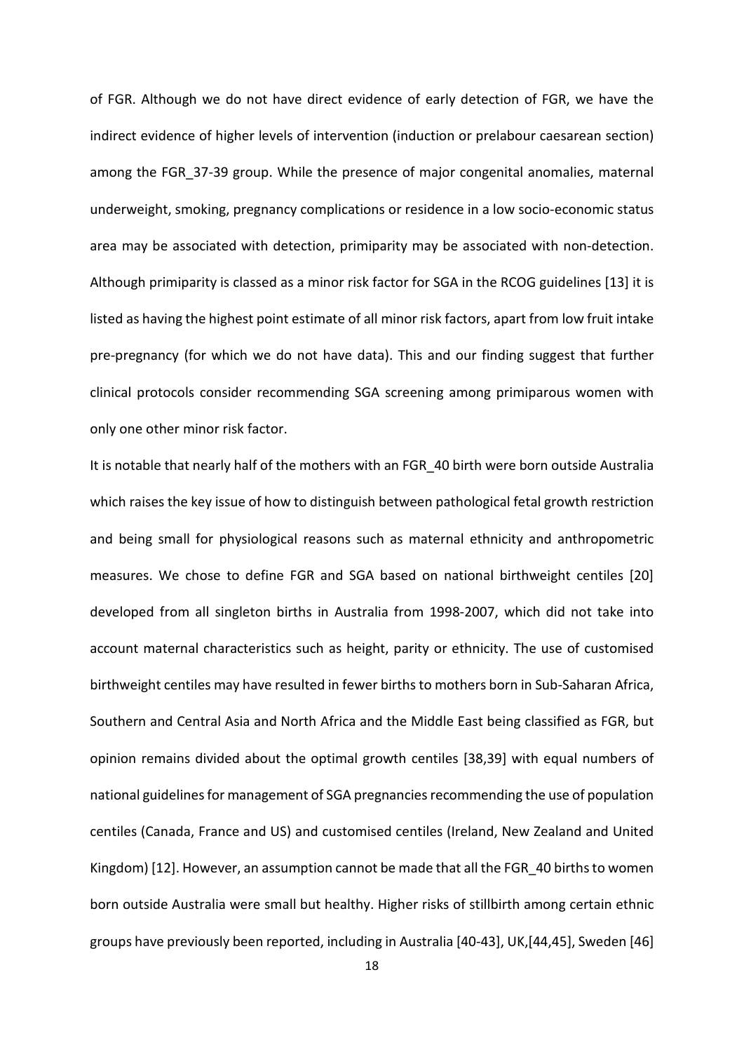of FGR. Although we do not have direct evidence of early detection of FGR, we have the indirect evidence of higher levels of intervention (induction or prelabour caesarean section) among the FGR_37-39 group. While the presence of major congenital anomalies, maternal underweight, smoking, pregnancy complications or residence in a low socio-economic status area may be associated with detection, primiparity may be associated with non-detection. Although primiparity is classed as a minor risk factor for SGA in the RCOG guidelines [13] it is listed as having the highest point estimate of all minor risk factors, apart from low fruit intake pre-pregnancy (for which we do not have data). This and our finding suggest that further clinical protocols consider recommending SGA screening among primiparous women with only one other minor risk factor.

It is notable that nearly half of the mothers with an FGR_40 birth were born outside Australia which raises the key issue of how to distinguish between pathological fetal growth restriction and being small for physiological reasons such as maternal ethnicity and anthropometric measures. We chose to define FGR and SGA based on national birthweight centiles [20] developed from all singleton births in Australia from 1998-2007, which did not take into account maternal characteristics such as height, parity or ethnicity. The use of customised birthweight centiles may have resulted in fewer births to mothers born in Sub-Saharan Africa, Southern and Central Asia and North Africa and the Middle East being classified as FGR, but opinion remains divided about the optimal growth centiles [38,39] with equal numbers of national guidelines for management of SGA pregnancies recommending the use of population centiles (Canada, France and US) and customised centiles (Ireland, New Zealand and United Kingdom) [12]. However, an assumption cannot be made that all the FGR_40 births to women born outside Australia were small but healthy. Higher risks of stillbirth among certain ethnic groups have previously been reported, including in Australia [40-43], UK,[44,45], Sweden [46]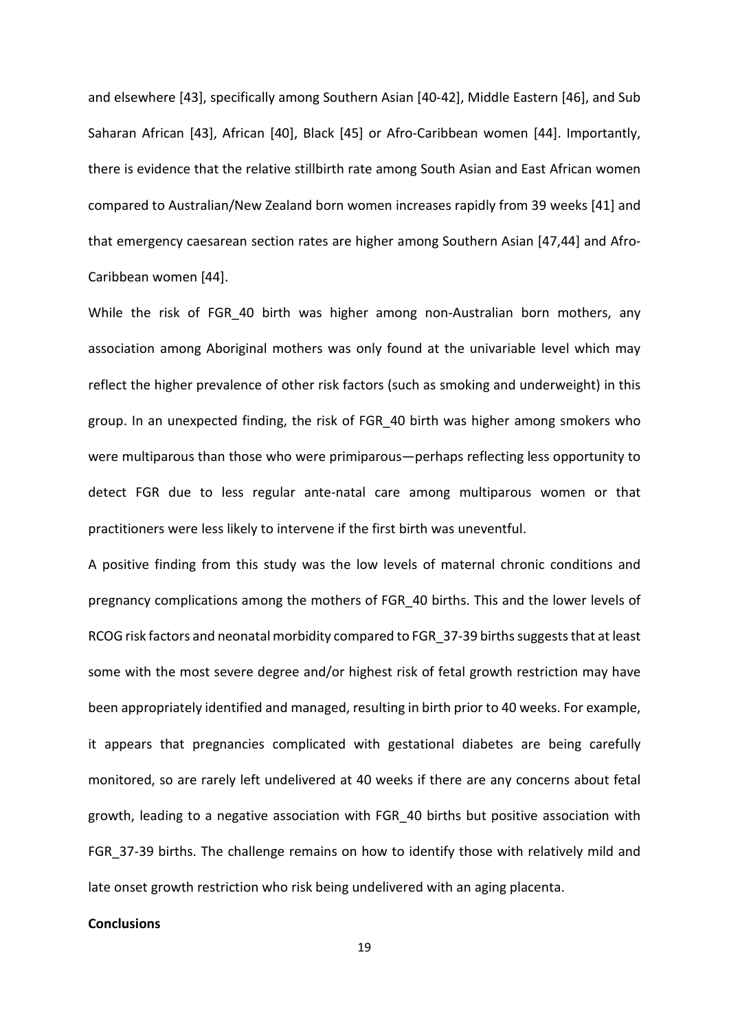and elsewhere [43], specifically among Southern Asian [40-42], Middle Eastern [46], and Sub Saharan African [43], African [40], Black [45] or Afro-Caribbean women [44]. Importantly, there is evidence that the relative stillbirth rate among South Asian and East African women compared to Australian/New Zealand born women increases rapidly from 39 weeks [41] and that emergency caesarean section rates are higher among Southern Asian [47,44] and Afro-Caribbean women [44].

While the risk of FGR_40 birth was higher among non-Australian born mothers, any association among Aboriginal mothers was only found at the univariable level which may reflect the higher prevalence of other risk factors (such as smoking and underweight) in this group. In an unexpected finding, the risk of FGR_40 birth was higher among smokers who were multiparous than those who were primiparous—perhaps reflecting less opportunity to detect FGR due to less regular ante-natal care among multiparous women or that practitioners were less likely to intervene if the first birth was uneventful.

A positive finding from this study was the low levels of maternal chronic conditions and pregnancy complications among the mothers of FGR_40 births. This and the lower levels of RCOG risk factors and neonatal morbidity compared to FGR_37-39 births suggests that at least some with the most severe degree and/or highest risk of fetal growth restriction may have been appropriately identified and managed, resulting in birth prior to 40 weeks. For example, it appears that pregnancies complicated with gestational diabetes are being carefully monitored, so are rarely left undelivered at 40 weeks if there are any concerns about fetal growth, leading to a negative association with FGR_40 births but positive association with FGR_37-39 births. The challenge remains on how to identify those with relatively mild and late onset growth restriction who risk being undelivered with an aging placenta.

**Conclusions**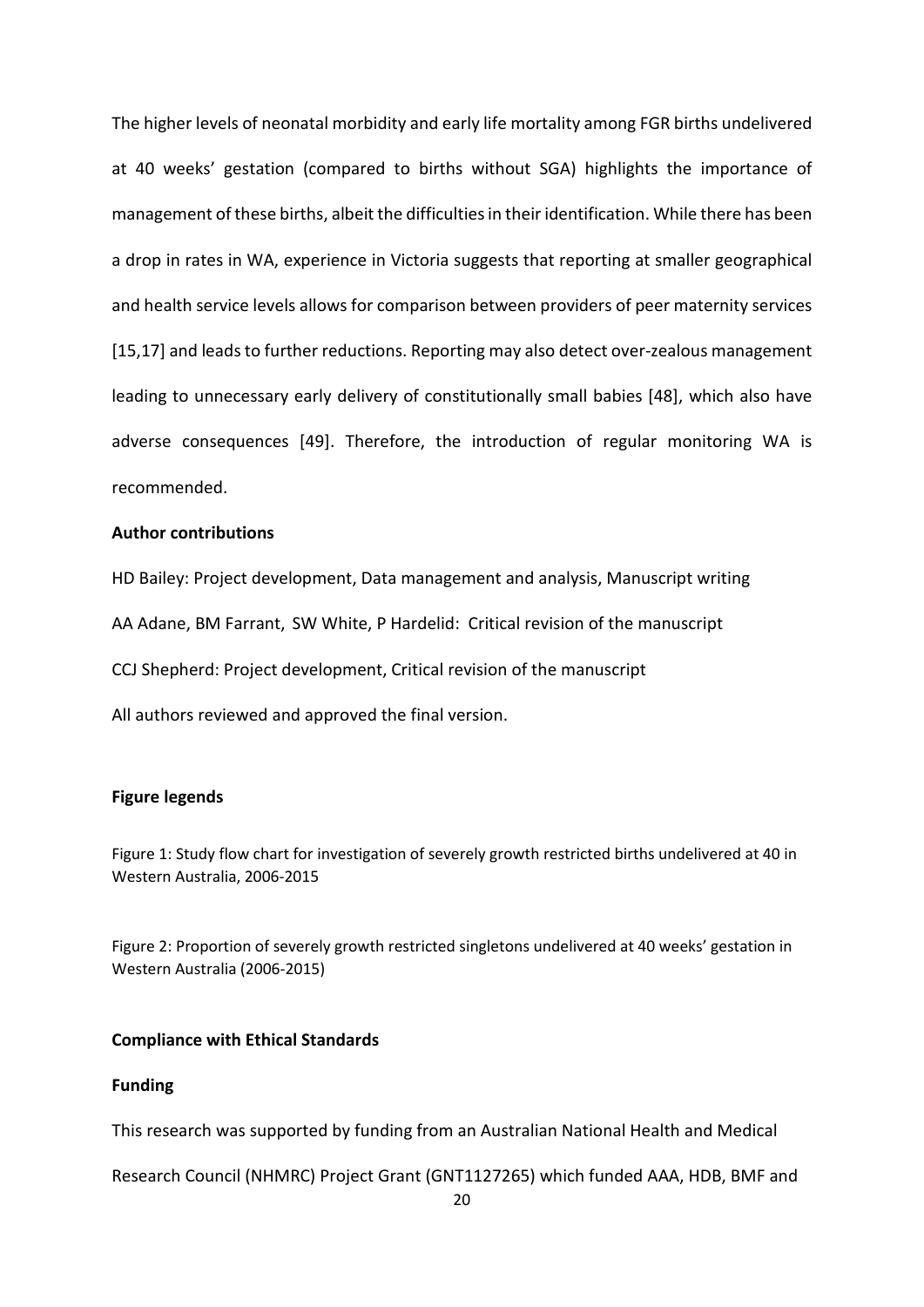The higher levels of neonatal morbidity and early life mortality among FGR births undelivered at 40 weeks' gestation (compared to births without SGA) highlights the importance of management of these births, albeit the difficulties in their identification. While there has been a drop in rates in WA, experience in Victoria suggests that reporting at smaller geographical and health service levels allows for comparison between providers of peer maternity services [15,17] and leads to further reductions. Reporting may also detect over-zealous management leading to unnecessary early delivery of constitutionally small babies [48], which also have adverse consequences [49]. Therefore, the introduction of regular monitoring WA is recommended.

**Author contributions**

HD Bailey: Project development, Data management and analysis, Manuscript writing

AA Adane, BM Farrant, SW White, P Hardelid: Critical revision of the manuscript

CCJ Shepherd: Project development, Critical revision of the manuscript

All authors reviewed and approved the final version.

**Figure legends**

Figure 1: Study flow chart for investigation of severely growth restricted births undelivered at 40 in Western Australia, 2006-2015

Figure 2: Proportion of severely growth restricted singletons undelivered at 40 weeks' gestation in Western Australia (2006-2015)

**Compliance with Ethical Standards**

**Funding**

This research was supported by funding from an Australian National Health and Medical Research Council (NHMRC) Project Grant (GNT1127265) which funded AAA, HDB, BMF and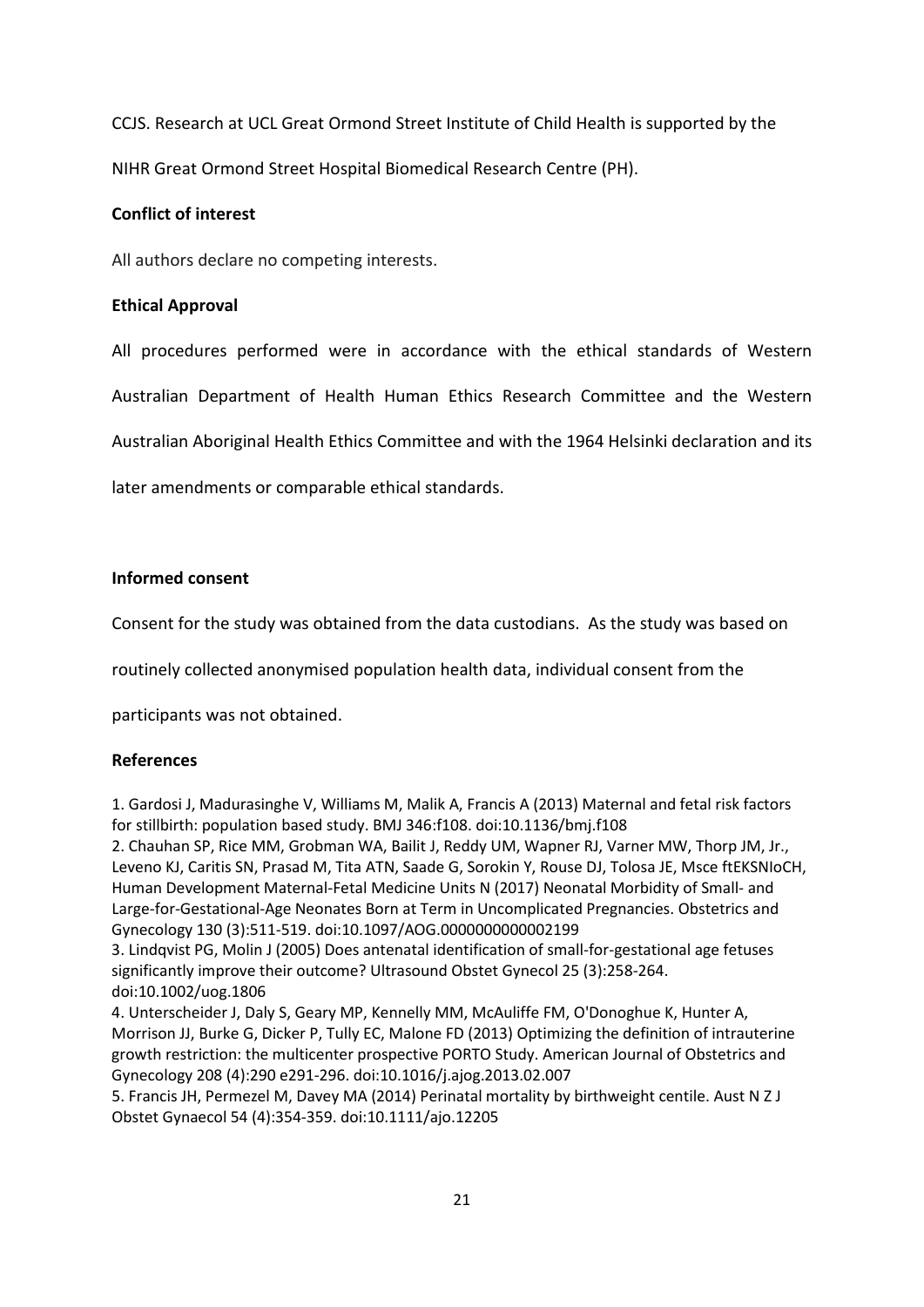CCJS. Research at UCL Great Ormond Street Institute of Child Health is supported by the NIHR Great Ormond Street Hospital Biomedical Research Centre (PH).

### Conflict of interest

All authors declare no competing interests.

### Ethical Approval

All procedures performed were in accordance with the ethical standards of Western Australian Department of Health Human Ethics Research Committee and the Western Australian Aboriginal Health Ethics Committee and with the 1964 Helsinki declaration and its later amendments or comparable ethical standards.

### Informed consent

Consent for the study was obtained from the data custodians. As the study was based on routinely collected anonymised population health data, individual consent from the participants was not obtained.

### References

1. Gardosi J, Madurasinghe V, Williams M, Malik A, Francis A (2013) Maternal and fetal risk factors for stillbirth: population based study. BMJ 346:f108. doi:10.1136/bmj.f108
2. Chauhan SP, Rice MM, Grobman WA, Bailit J, Reddy UM, Wapner RJ, Varner MW, Thorp JM, Jr., Leveno KJ, Caritis SN, Prasad M, Tita ATN, Saade G, Sorokin Y, Rouse DJ, Tolosa JE, Msce ftEKSNIoCH, Human Development Maternal-Fetal Medicine Units N (2017) Neonatal Morbidity of Small- and Large-for-Gestational-Age Neonates Born at Term in Uncomplicated Pregnancies. Obstetrics and Gynecology 130 (3):511-519. doi:10.1097/AOG.0000000000002199
3. Lindqvist PG, Molin J (2005) Does antenatal identification of small-for-gestational age fetuses significantly improve their outcome? Ultrasound Obstet Gynecol 25 (3):258-264. doi:10.1002/uog.1806
4. Unterscheider J, Daly S, Geary MP, Kennelly MM, McAuliffe FM, O'Donoghue K, Hunter A, Morrison JJ, Burke G, Dicker P, Tully EC, Malone FD (2013) Optimizing the definition of intrauterine growth restriction: the multicenter prospective PORTO Study. American Journal of Obstetrics and Gynecology 208 (4):290 e291-296. doi:10.1016/j.ajog.2013.02.007
5. Francis JH, Permezel M, Davey MA (2014) Perinatal mortality by birthweight centile. Aust N Z J Obstet Gynaecol 54 (4):354-359. doi:10.1111/ajo.12205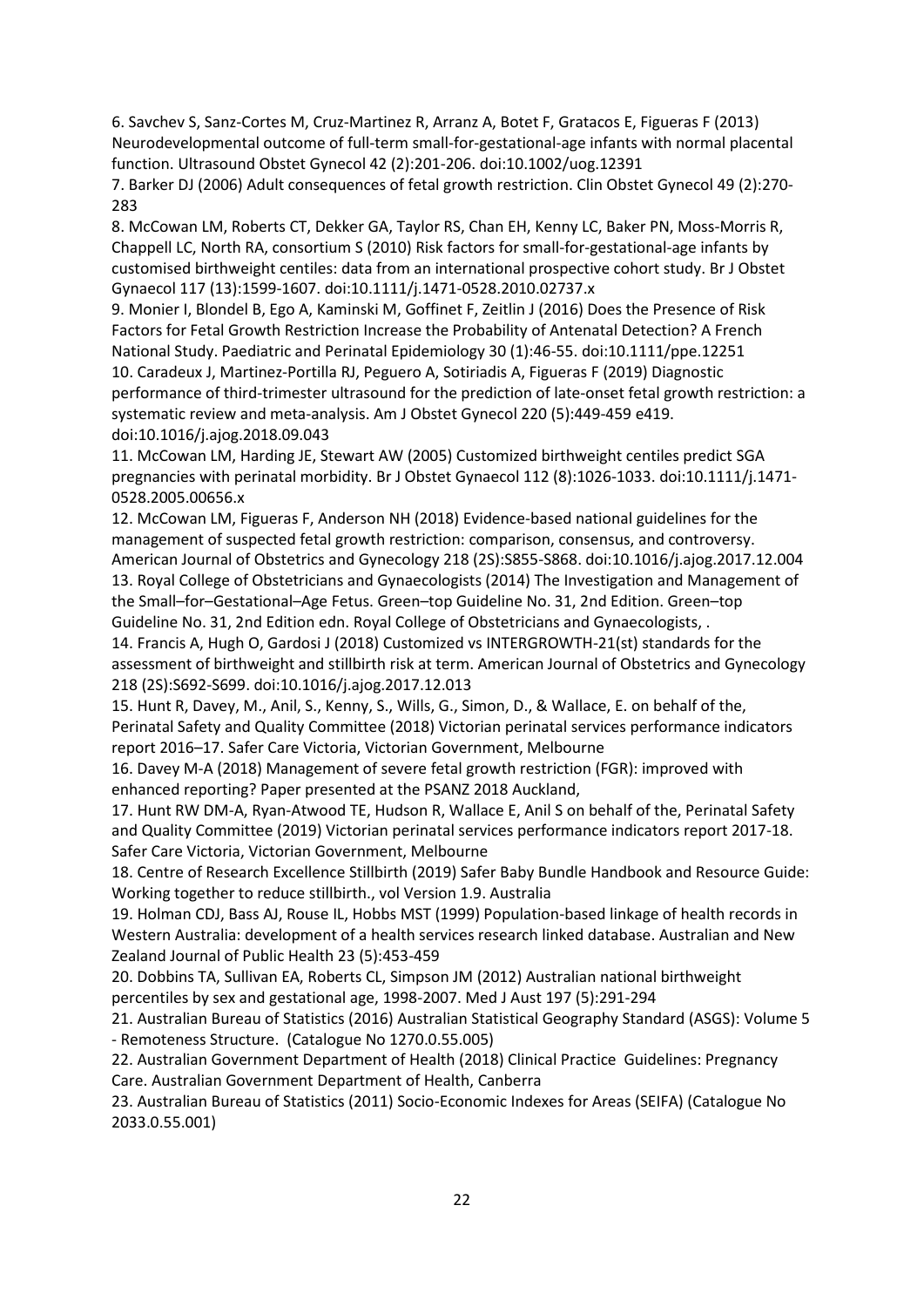6. Savchev S, Sanz-Cortes M, Cruz-Martinez R, Arranz A, Botet F, Gratacos E, Figueras F (2013) Neurodevelopmental outcome of full-term small-for-gestational-age infants with normal placental function. Ultrasound Obstet Gynecol 42 (2):201-206. doi:10.1002/uog.12391

7. Barker DJ (2006) Adult consequences of fetal growth restriction. Clin Obstet Gynecol 49 (2):270-283

8. McCowan LM, Roberts CT, Dekker GA, Taylor RS, Chan EH, Kenny LC, Baker PN, Moss-Morris R, Chappell LC, North RA, consortium S (2010) Risk factors for small-for-gestational-age infants by customised birthweight centiles: data from an international prospective cohort study. Br J Obstet Gynaecol 117 (13):1599-1607. doi:10.1111/j.1471-0528.2010.02737.x

9. Monier I, Blondel B, Ego A, Kaminski M, Goffinet F, Zeitlin J (2016) Does the Presence of Risk Factors for Fetal Growth Restriction Increase the Probability of Antenatal Detection? A French National Study. Paediatric and Perinatal Epidemiology 30 (1):46-55. doi:10.1111/ppe.12251

10. Caradeux J, Martinez-Portilla RJ, Peguero A, Sotiriadis A, Figueras F (2019) Diagnostic performance of third-trimester ultrasound for the prediction of late-onset fetal growth restriction: a systematic review and meta-analysis. Am J Obstet Gynecol 220 (5):449-459 e419. doi:10.1016/j.ajog.2018.09.043

11. McCowan LM, Harding JE, Stewart AW (2005) Customized birthweight centiles predict SGA pregnancies with perinatal morbidity. Br J Obstet Gynaecol 112 (8):1026-1033. doi:10.1111/j.1471-0528.2005.00656.x

12. McCowan LM, Figueras F, Anderson NH (2018) Evidence-based national guidelines for the management of suspected fetal growth restriction: comparison, consensus, and controversy. American Journal of Obstetrics and Gynecology 218 (2S):S855-S868. doi:10.1016/j.ajog.2017.12.004

13. Royal College of Obstetricians and Gynaecologists (2014) The Investigation and Management of the Small–for–Gestational–Age Fetus. Green–top Guideline No. 31, 2nd Edition. Green–top Guideline No. 31, 2nd Edition edn. Royal College of Obstetricians and Gynaecologists, .

14. Francis A, Hugh O, Gardosi J (2018) Customized vs INTERGROWTH-21(st) standards for the assessment of birthweight and stillbirth risk at term. American Journal of Obstetrics and Gynecology 218 (2S):S692-S699. doi:10.1016/j.ajog.2017.12.013

15. Hunt R, Davey, M., Anil, S., Kenny, S., Wills, G., Simon, D., & Wallace, E. on behalf of the, Perinatal Safety and Quality Committee (2018) Victorian perinatal services performance indicators report 2016–17. Safer Care Victoria, Victorian Government, Melbourne

16. Davey M-A (2018) Management of severe fetal growth restriction (FGR): improved with enhanced reporting? Paper presented at the PSANZ 2018 Auckland,

17. Hunt RW DM-A, Ryan-Atwood TE, Hudson R, Wallace E, Anil S on behalf of the, Perinatal Safety and Quality Committee (2019) Victorian perinatal services performance indicators report 2017-18. Safer Care Victoria, Victorian Government, Melbourne

18. Centre of Research Excellence Stillbirth (2019) Safer Baby Bundle Handbook and Resource Guide: Working together to reduce stillbirth., vol Version 1.9. Australia

19. Holman CDJ, Bass AJ, Rouse IL, Hobbs MST (1999) Population-based linkage of health records in Western Australia: development of a health services research linked database. Australian and New Zealand Journal of Public Health 23 (5):453-459

20. Dobbins TA, Sullivan EA, Roberts CL, Simpson JM (2012) Australian national birthweight percentiles by sex and gestational age, 1998-2007. Med J Aust 197 (5):291-294

21. Australian Bureau of Statistics (2016) Australian Statistical Geography Standard (ASGS): Volume 5 - Remoteness Structure. (Catalogue No 1270.0.55.005)

22. Australian Government Department of Health (2018) Clinical Practice Guidelines: Pregnancy Care. Australian Government Department of Health, Canberra

23. Australian Bureau of Statistics (2011) Socio-Economic Indexes for Areas (SEIFA) (Catalogue No 2033.0.55.001)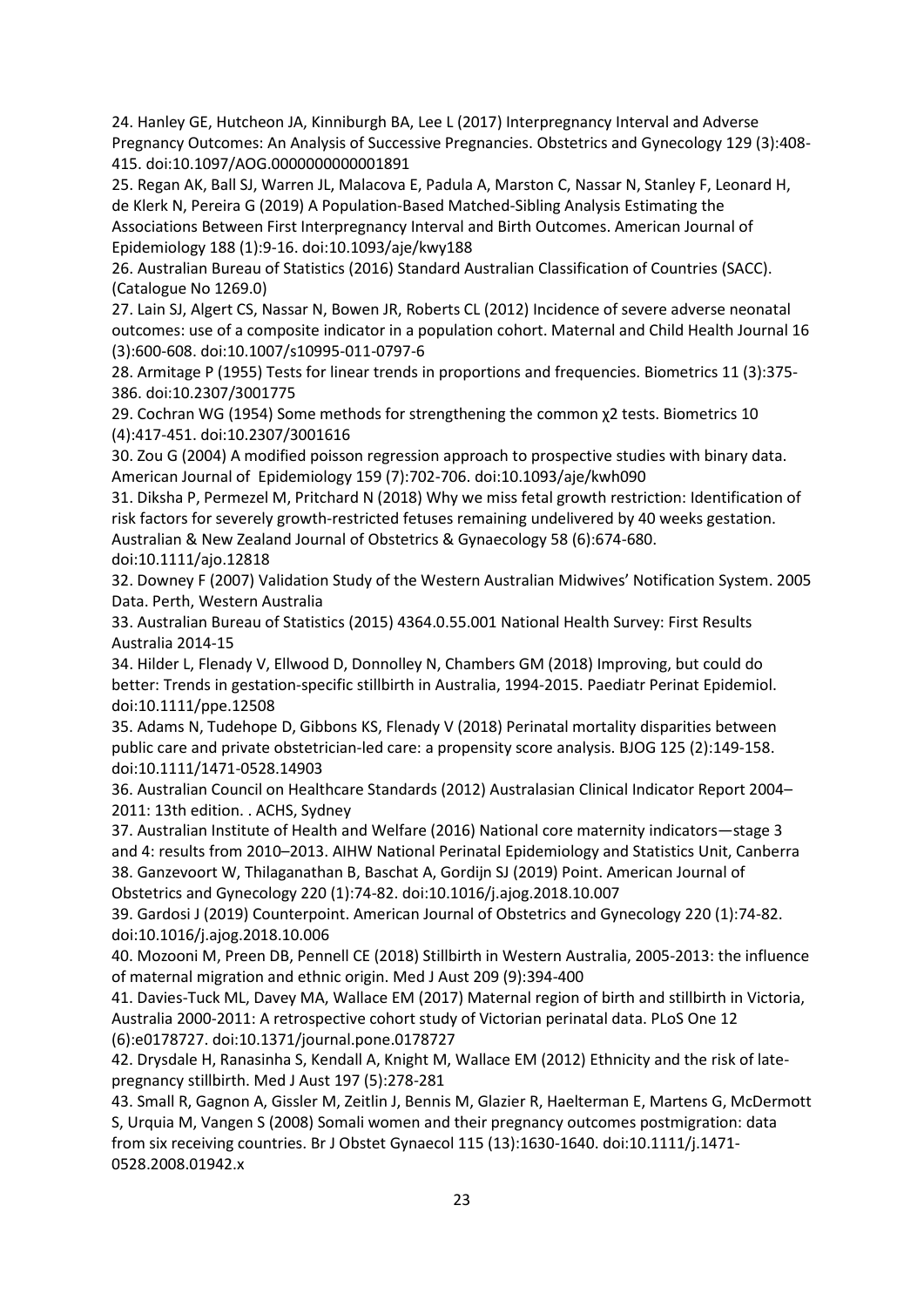24. Hanley GE, Hutcheon JA, Kinniburgh BA, Lee L (2017) Interpregnancy Interval and Adverse Pregnancy Outcomes: An Analysis of Successive Pregnancies. Obstetrics and Gynecology 129 (3):408-415. doi:10.1097/AOG.0000000000001891

25. Regan AK, Ball SJ, Warren JL, Malacova E, Padula A, Marston C, Nassar N, Stanley F, Leonard H, de Klerk N, Pereira G (2019) A Population-Based Matched-Sibling Analysis Estimating the Associations Between First Interpregnancy Interval and Birth Outcomes. American Journal of Epidemiology 188 (1):9-16. doi:10.1093/aje/kwy188

26. Australian Bureau of Statistics (2016) Standard Australian Classification of Countries (SACC). (Catalogue No 1269.0)

27. Lain SJ, Algert CS, Nassar N, Bowen JR, Roberts CL (2012) Incidence of severe adverse neonatal outcomes: use of a composite indicator in a population cohort. Maternal and Child Health Journal 16 (3):600-608. doi:10.1007/s10995-011-0797-6

28. Armitage P (1955) Tests for linear trends in proportions and frequencies. Biometrics 11 (3):375-386. doi:10.2307/3001775

29. Cochran WG (1954) Some methods for strengthening the common χ2 tests. Biometrics 10 (4):417-451. doi:10.2307/3001616

30. Zou G (2004) A modified poisson regression approach to prospective studies with binary data. American Journal of Epidemiology 159 (7):702-706. doi:10.1093/aje/kwh090

31. Diksha P, Permezel M, Pritchard N (2018) Why we miss fetal growth restriction: Identification of risk factors for severely growth-restricted fetuses remaining undelivered by 40 weeks gestation. Australian & New Zealand Journal of Obstetrics & Gynaecology 58 (6):674-680. doi:10.1111/ajo.12818

32. Downey F (2007) Validation Study of the Western Australian Midwives' Notification System. 2005 Data. Perth, Western Australia

33. Australian Bureau of Statistics (2015) 4364.0.55.001 National Health Survey: First Results Australia 2014-15

34. Hilder L, Flenady V, Ellwood D, Donnolley N, Chambers GM (2018) Improving, but could do better: Trends in gestation-specific stillbirth in Australia, 1994-2015. Paediatr Perinat Epidemiol. doi:10.1111/ppe.12508

35. Adams N, Tudehope D, Gibbons KS, Flenady V (2018) Perinatal mortality disparities between public care and private obstetrician-led care: a propensity score analysis. BJOG 125 (2):149-158. doi:10.1111/1471-0528.14903

36. Australian Council on Healthcare Standards (2012) Australasian Clinical Indicator Report 2004–2011: 13th edition. . ACHS, Sydney

37. Australian Institute of Health and Welfare (2016) National core maternity indicators—stage 3 and 4: results from 2010–2013. AIHW National Perinatal Epidemiology and Statistics Unit, Canberra

38. Ganzevoort W, Thilaganathan B, Baschat A, Gordijn SJ (2019) Point. American Journal of Obstetrics and Gynecology 220 (1):74-82. doi:10.1016/j.ajog.2018.10.007

39. Gardosi J (2019) Counterpoint. American Journal of Obstetrics and Gynecology 220 (1):74-82. doi:10.1016/j.ajog.2018.10.006

40. Mozooni M, Preen DB, Pennell CE (2018) Stillbirth in Western Australia, 2005-2013: the influence of maternal migration and ethnic origin. Med J Aust 209 (9):394-400

41. Davies-Tuck ML, Davey MA, Wallace EM (2017) Maternal region of birth and stillbirth in Victoria, Australia 2000-2011: A retrospective cohort study of Victorian perinatal data. PLoS One 12 (6):e0178727. doi:10.1371/journal.pone.0178727

42. Drysdale H, Ranasinha S, Kendall A, Knight M, Wallace EM (2012) Ethnicity and the risk of late-pregnancy stillbirth. Med J Aust 197 (5):278-281

43. Small R, Gagnon A, Gissler M, Zeitlin J, Bennis M, Glazier R, Haelterman E, Martens G, McDermott S, Urquia M, Vangen S (2008) Somali women and their pregnancy outcomes postmigration: data from six receiving countries. Br J Obstet Gynaecol 115 (13):1630-1640. doi:10.1111/j.1471-0528.2008.01942.x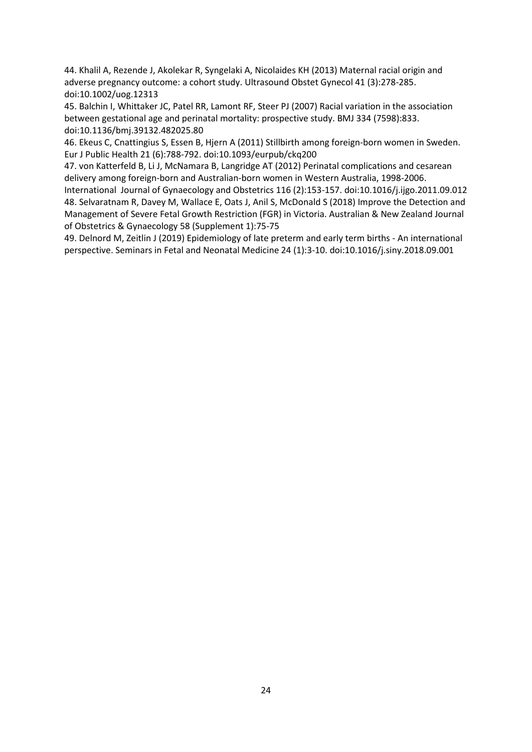44. Khalil A, Rezende J, Akolekar R, Syngelaki A, Nicolaides KH (2013) Maternal racial origin and adverse pregnancy outcome: a cohort study. Ultrasound Obstet Gynecol 41 (3):278-285. doi:10.1002/uog.12313

45. Balchin I, Whittaker JC, Patel RR, Lamont RF, Steer PJ (2007) Racial variation in the association between gestational age and perinatal mortality: prospective study. BMJ 334 (7598):833. doi:10.1136/bmj.39132.482025.80

46. Ekeus C, Cnattingius S, Essen B, Hjern A (2011) Stillbirth among foreign-born women in Sweden. Eur J Public Health 21 (6):788-792. doi:10.1093/eurpub/ckq200

47. von Katterfeld B, Li J, McNamara B, Langridge AT (2012) Perinatal complications and cesarean delivery among foreign-born and Australian-born women in Western Australia, 1998-2006. International Journal of Gynaecology and Obstetrics 116 (2):153-157. doi:10.1016/j.ijgo.2011.09.012

48. Selvaratnam R, Davey M, Wallace E, Oats J, Anil S, McDonald S (2018) Improve the Detection and Management of Severe Fetal Growth Restriction (FGR) in Victoria. Australian & New Zealand Journal of Obstetrics & Gynaecology 58 (Supplement 1):75-75

49. Delnord M, Zeitlin J (2019) Epidemiology of late preterm and early term births - An international perspective. Seminars in Fetal and Neonatal Medicine 24 (1):3-10. doi:10.1016/j.siny.2018.09.001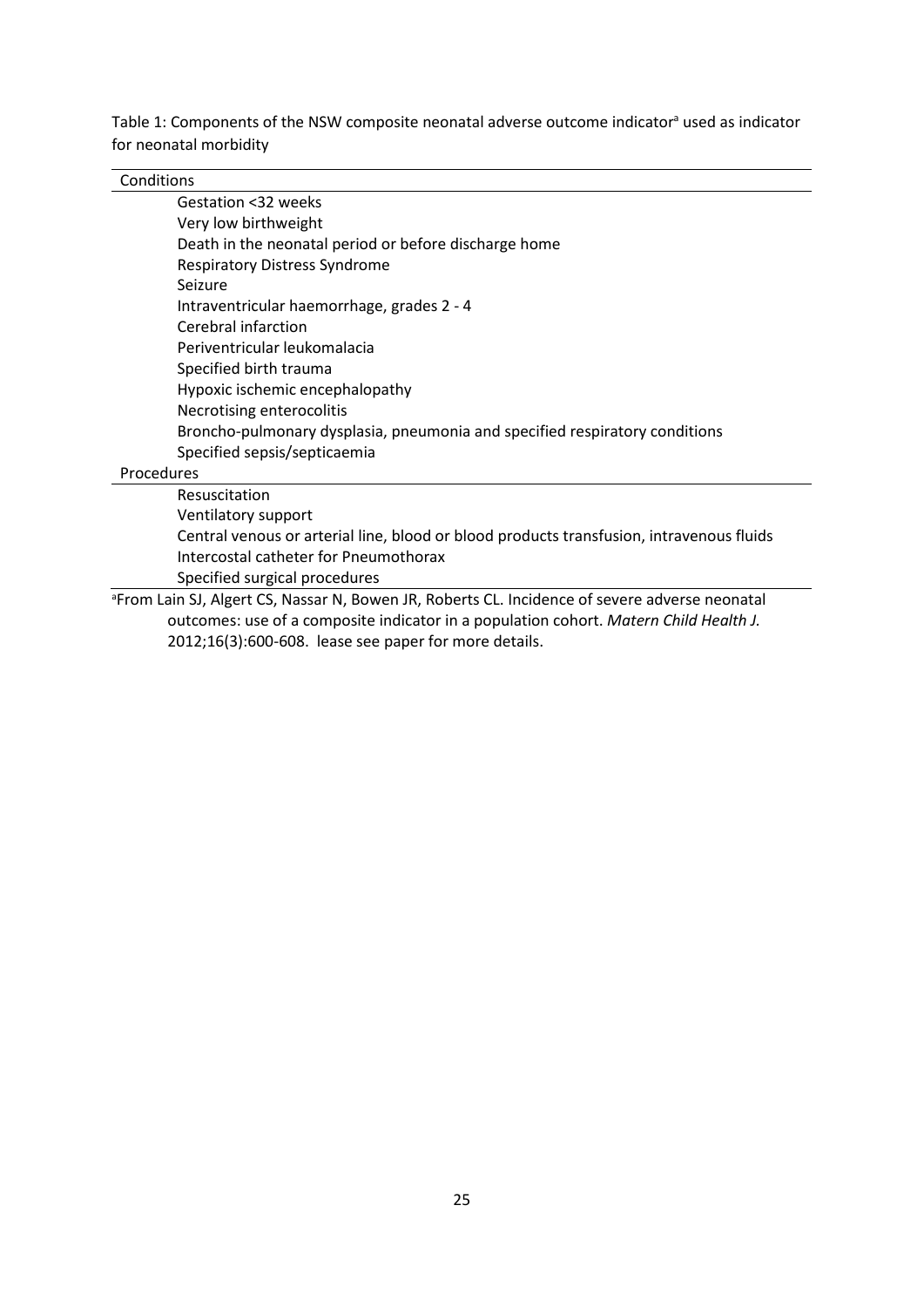Table 1: Components of the NSW composite neonatal adverse outcome indicator[a] used as indicator for neonatal morbidity

| Conditions |
|---|
| Gestation <32 weeks |
| Very low birthweight |
| Death in the neonatal period or before discharge home |
| Respiratory Distress Syndrome |
| Seizure |
| Intraventricular haemorrhage, grades 2 - 4 |
| Cerebral infarction |
| Periventricular leukomalacia |
| Specified birth trauma |
| Hypoxic ischemic encephalopathy |
| Necrotising enterocolitis |
| Broncho-pulmonary dysplasia, pneumonia and specified respiratory conditions |
| Specified sepsis/septicaemia |
| **Procedures** |
| Resuscitation |
| Ventilatory support |
| Central venous or arterial line, blood or blood products transfusion, intravenous fluids |
| Intercostal catheter for Pneumothorax |
| Specified surgical procedures |

[a]From Lain SJ, Algert CS, Nassar N, Bowen JR, Roberts CL. Incidence of severe adverse neonatal outcomes: use of a composite indicator in a population cohort. *Matern Child Health J.* 2012;16(3):600-608. lease see paper for more details.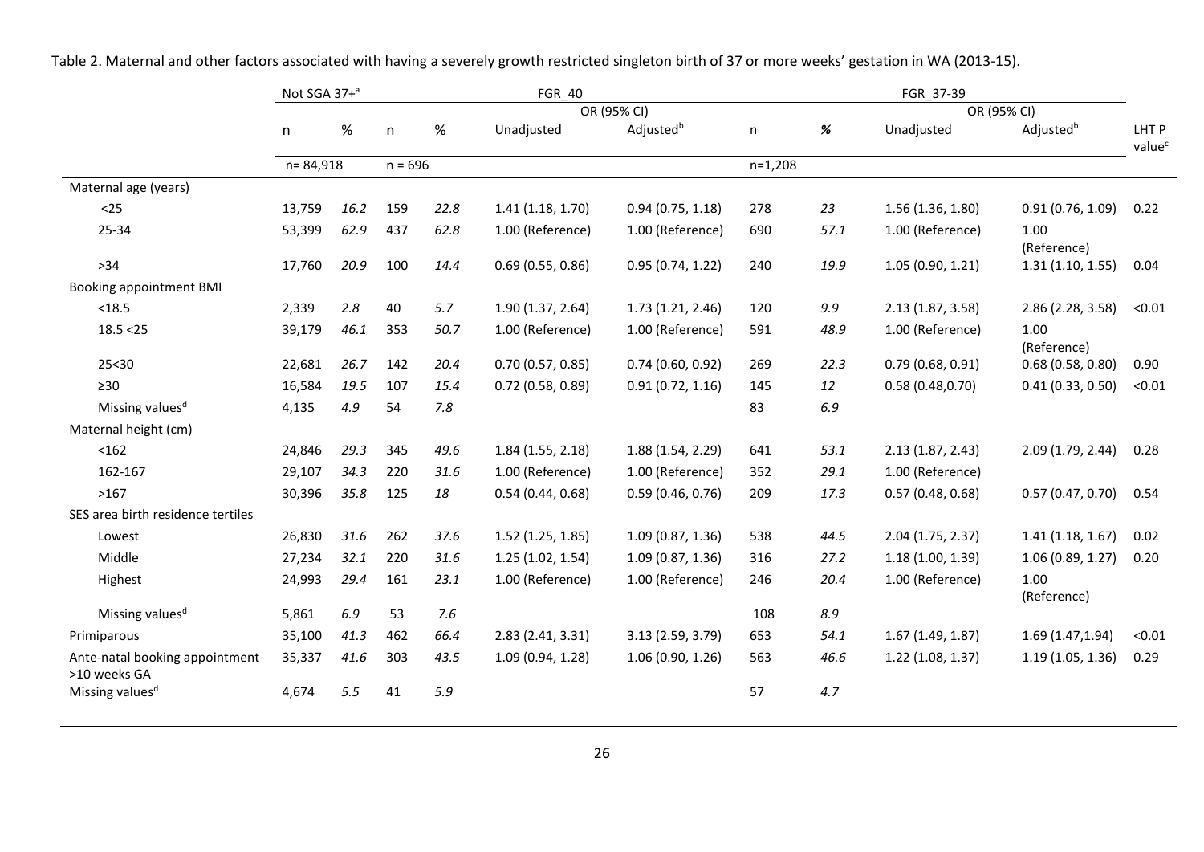Table 2. Maternal and other factors associated with having a severely growth restricted singleton birth of 37 or more weeks' gestation in WA (2013-15).

| | Not SGA 37+[a] | | FGR_40 | | | | FGR_37-39 | | | | |
|---|---|---|---|---|---|---|---|---|---|---|---|
| | | | | | OR (95% CI) | | | | OR (95% CI) | | |
| | n | % | n | % | Unadjusted | Adjusted[b] | n | % | Unadjusted | Adjusted[b] | LHT P value[c] |
| | n= 84,918 | | n = 696 | | | | n=1,208 | | | | |
| Maternal age (years) | | | | | | | | | | | |
| <25 | 13,759 | 16.2 | 159 | 22.8 | 1.41 (1.18, 1.70) | 0.94 (0.75, 1.18) | 278 | 23 | 1.56 (1.36, 1.80) | 0.91 (0.76, 1.09) | 0.22 |
| 25-34 | 53,399 | 62.9 | 437 | 62.8 | 1.00 (Reference) | 1.00 (Reference) | 690 | 57.1 | 1.00 (Reference) | 1.00 (Reference) | |
| >34 | 17,760 | 20.9 | 100 | 14.4 | 0.69 (0.55, 0.86) | 0.95 (0.74, 1.22) | 240 | 19.9 | 1.05 (0.90, 1.21) | 1.31 (1.10, 1.55) | 0.04 |
| Booking appointment BMI | | | | | | | | | | | |
| <18.5 | 2,339 | 2.8 | 40 | 5.7 | 1.90 (1.37, 2.64) | 1.73 (1.21, 2.46) | 120 | 9.9 | 2.13 (1.87, 3.58) | 2.86 (2.28, 3.58) | <0.01 |
| 18.5 <25 | 39,179 | 46.1 | 353 | 50.7 | 1.00 (Reference) | 1.00 (Reference) | 591 | 48.9 | 1.00 (Reference) | 1.00 (Reference) | |
| 25<30 | 22,681 | 26.7 | 142 | 20.4 | 0.70 (0.57, 0.85) | 0.74 (0.60, 0.92) | 269 | 22.3 | 0.79 (0.68, 0.91) | 0.68 (0.58, 0.80) | 0.90 |
| ≥30 | 16,584 | 19.5 | 107 | 15.4 | 0.72 (0.58, 0.89) | 0.91 (0.72, 1.16) | 145 | 12 | 0.58 (0.48,0.70) | 0.41 (0.33, 0.50) | <0.01 |
| Missing values[d] | 4,135 | 4.9 | 54 | 7.8 | | | 83 | 6.9 | | | |
| Maternal height (cm) | | | | | | | | | | | |
| <162 | 24,846 | 29.3 | 345 | 49.6 | 1.84 (1.55, 2.18) | 1.88 (1.54, 2.29) | 641 | 53.1 | 2.13 (1.87, 2.43) | 2.09 (1.79, 2.44) | 0.28 |
| 162-167 | 29,107 | 34.3 | 220 | 31.6 | 1.00 (Reference) | 1.00 (Reference) | 352 | 29.1 | 1.00 (Reference) | | |
| >167 | 30,396 | 35.8 | 125 | 18 | 0.54 (0.44, 0.68) | 0.59 (0.46, 0.76) | 209 | 17.3 | 0.57 (0.48, 0.68) | 0.57 (0.47, 0.70) | 0.54 |
| SES area birth residence tertiles | | | | | | | | | | | |
| Lowest | 26,830 | 31.6 | 262 | 37.6 | 1.52 (1.25, 1.85) | 1.09 (0.87, 1.36) | 538 | 44.5 | 2.04 (1.75, 2.37) | 1.41 (1.18, 1.67) | 0.02 |
| Middle | 27,234 | 32.1 | 220 | 31.6 | 1.25 (1.02, 1.54) | 1.09 (0.87, 1.36) | 316 | 27.2 | 1.18 (1.00, 1.39) | 1.06 (0.89, 1.27) | 0.20 |
| Highest | 24,993 | 29.4 | 161 | 23.1 | 1.00 (Reference) | 1.00 (Reference) | 246 | 20.4 | 1.00 (Reference) | 1.00 (Reference) | |
| Missing values[d] | 5,861 | 6.9 | 53 | 7.6 | | | 108 | 8.9 | | | |
| Primiparous | 35,100 | 41.3 | 462 | 66.4 | 2.83 (2.41, 3.31) | 3.13 (2.59, 3.79) | 653 | 54.1 | 1.67 (1.49, 1.87) | 1.69 (1.47,1.94) | <0.01 |
| Ante-natal booking appointment >10 weeks GA | 35,337 | 41.6 | 303 | 43.5 | 1.09 (0.94, 1.28) | 1.06 (0.90, 1.26) | 563 | 46.6 | 1.22 (1.08, 1.37) | 1.19 (1.05, 1.36) | 0.29 |
| Missing values[d] | 4,674 | 5.5 | 41 | 5.9 | | | 57 | 4.7 | | | |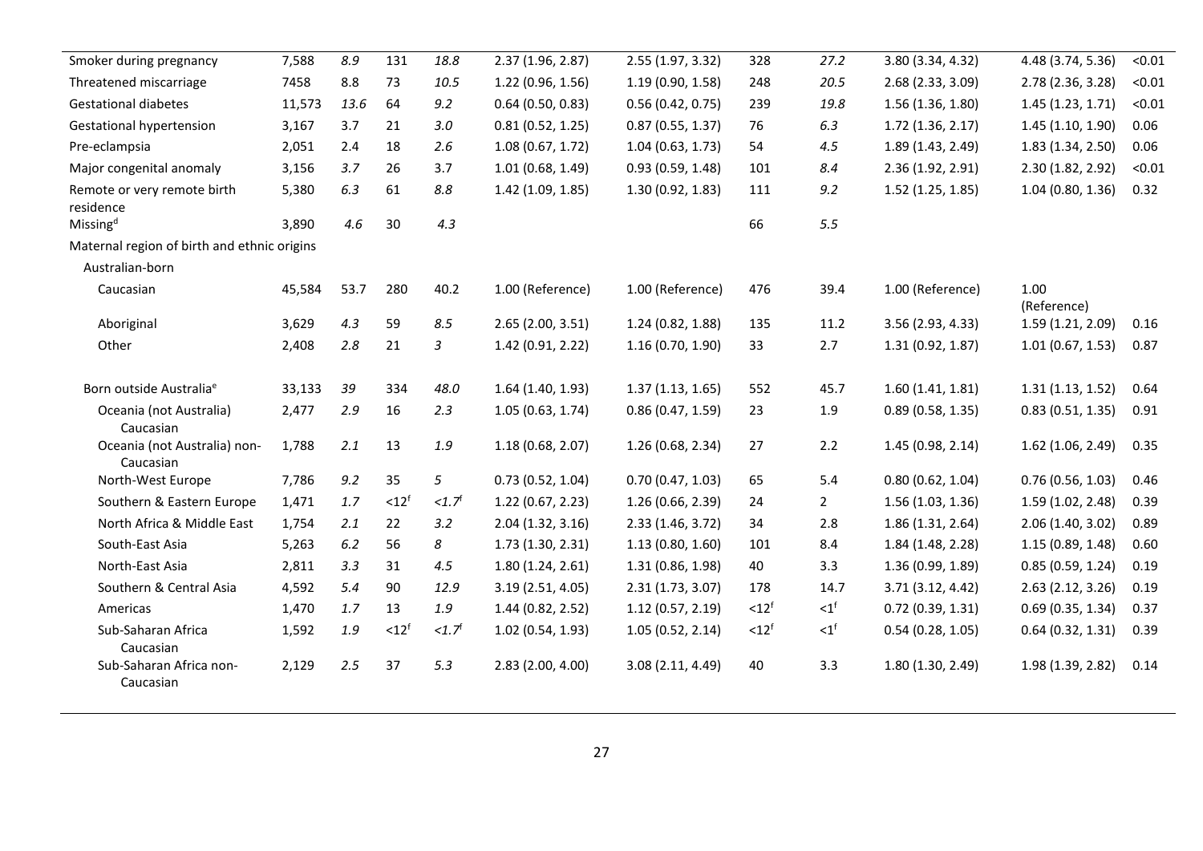| | | | | | | | | | | | |
|---|---|---|---|---|---|---|---|---|---|---|---|
| Smoker during pregnancy | 7,588 | 8.9 | 131 | 18.8 | 2.37 (1.96, 2.87) | 2.55 (1.97, 3.32) | 328 | 27.2 | 3.80 (3.34, 4.32) | 4.48 (3.74, 5.36) | <0.01 |
| Threatened miscarriage | 7458 | 8.8 | 73 | 10.5 | 1.22 (0.96, 1.56) | 1.19 (0.90, 1.58) | 248 | 20.5 | 2.68 (2.33, 3.09) | 2.78 (2.36, 3.28) | <0.01 |
| Gestational diabetes | 11,573 | 13.6 | 64 | 9.2 | 0.64 (0.50, 0.83) | 0.56 (0.42, 0.75) | 239 | 19.8 | 1.56 (1.36, 1.80) | 1.45 (1.23, 1.71) | <0.01 |
| Gestational hypertension | 3,167 | 3.7 | 21 | 3.0 | 0.81 (0.52, 1.25) | 0.87 (0.55, 1.37) | 76 | 6.3 | 1.72 (1.36, 2.17) | 1.45 (1.10, 1.90) | 0.06 |
| Pre-eclampsia | 2,051 | 2.4 | 18 | 2.6 | 1.08 (0.67, 1.72) | 1.04 (0.63, 1.73) | 54 | 4.5 | 1.89 (1.43, 2.49) | 1.83 (1.34, 2.50) | 0.06 |
| Major congenital anomaly | 3,156 | 3.7 | 26 | 3.7 | 1.01 (0.68, 1.49) | 0.93 (0.59, 1.48) | 101 | 8.4 | 2.36 (1.92, 2.91) | 2.30 (1.82, 2.92) | <0.01 |
| Remote or very remote birth residence | 5,380 | 6.3 | 61 | 8.8 | 1.42 (1.09, 1.85) | 1.30 (0.92, 1.83) | 111 | 9.2 | 1.52 (1.25, 1.85) | 1.04 (0.80, 1.36) | 0.32 |
| Missing[d] | 3,890 | 4.6 | 30 | 4.3 | | | 66 | 5.5 | | | |
| Maternal region of birth and ethnic origins | | | | | | | | | | | |
| Australian-born | | | | | | | | | | | |
| Caucasian | 45,584 | 53.7 | 280 | 40.2 | 1.00 (Reference) | 1.00 (Reference) | 476 | 39.4 | 1.00 (Reference) | 1.00 (Reference) | |
| Aboriginal | 3,629 | 4.3 | 59 | 8.5 | 2.65 (2.00, 3.51) | 1.24 (0.82, 1.88) | 135 | 11.2 | 3.56 (2.93, 4.33) | 1.59 (1.21, 2.09) | 0.16 |
| Other | 2,408 | 2.8 | 21 | 3 | 1.42 (0.91, 2.22) | 1.16 (0.70, 1.90) | 33 | 2.7 | 1.31 (0.92, 1.87) | 1.01 (0.67, 1.53) | 0.87 |
| Born outside Australia[e] | 33,133 | 39 | 334 | 48.0 | 1.64 (1.40, 1.93) | 1.37 (1.13, 1.65) | 552 | 45.7 | 1.60 (1.41, 1.81) | 1.31 (1.13, 1.52) | 0.64 |
| Oceania (not Australia) Caucasian | 2,477 | 2.9 | 16 | 2.3 | 1.05 (0.63, 1.74) | 0.86 (0.47, 1.59) | 23 | 1.9 | 0.89 (0.58, 1.35) | 0.83 (0.51, 1.35) | 0.91 |
| Oceania (not Australia) non-Caucasian | 1,788 | 2.1 | 13 | 1.9 | 1.18 (0.68, 2.07) | 1.26 (0.68, 2.34) | 27 | 2.2 | 1.45 (0.98, 2.14) | 1.62 (1.06, 2.49) | 0.35 |
| North-West Europe | 7,786 | 9.2 | 35 | 5 | 0.73 (0.52, 1.04) | 0.70 (0.47, 1.03) | 65 | 5.4 | 0.80 (0.62, 1.04) | 0.76 (0.56, 1.03) | 0.46 |
| Southern & Eastern Europe | 1,471 | 1.7 | <12[f] | <1.7[f] | 1.22 (0.67, 2.23) | 1.26 (0.66, 2.39) | 24 | 2 | 1.56 (1.03, 1.36) | 1.59 (1.02, 2.48) | 0.39 |
| North Africa & Middle East | 1,754 | 2.1 | 22 | 3.2 | 2.04 (1.32, 3.16) | 2.33 (1.46, 3.72) | 34 | 2.8 | 1.86 (1.31, 2.64) | 2.06 (1.40, 3.02) | 0.89 |
| South-East Asia | 5,263 | 6.2 | 56 | 8 | 1.73 (1.30, 2.31) | 1.13 (0.80, 1.60) | 101 | 8.4 | 1.84 (1.48, 2.28) | 1.15 (0.89, 1.48) | 0.60 |
| North-East Asia | 2,811 | 3.3 | 31 | 4.5 | 1.80 (1.24, 2.61) | 1.31 (0.86, 1.98) | 40 | 3.3 | 1.36 (0.99, 1.89) | 0.85 (0.59, 1.24) | 0.19 |
| Southern & Central Asia | 4,592 | 5.4 | 90 | 12.9 | 3.19 (2.51, 4.05) | 2.31 (1.73, 3.07) | 178 | 14.7 | 3.71 (3.12, 4.42) | 2.63 (2.12, 3.26) | 0.19 |
| Americas | 1,470 | 1.7 | 13 | 1.9 | 1.44 (0.82, 2.52) | 1.12 (0.57, 2.19) | <12[f] | <1[f] | 0.72 (0.39, 1.31) | 0.69 (0.35, 1.34) | 0.37 |
| Sub-Saharan Africa Caucasian | 1,592 | 1.9 | <12[f] | <1.7[f] | 1.02 (0.54, 1.93) | 1.05 (0.52, 2.14) | <12[f] | <1[f] | 0.54 (0.28, 1.05) | 0.64 (0.32, 1.31) | 0.39 |
| Sub-Saharan Africa non-Caucasian | 2,129 | 2.5 | 37 | 5.3 | 2.83 (2.00, 4.00) | 3.08 (2.11, 4.49) | 40 | 3.3 | 1.80 (1.30, 2.49) | 1.98 (1.39, 2.82) | 0.14 |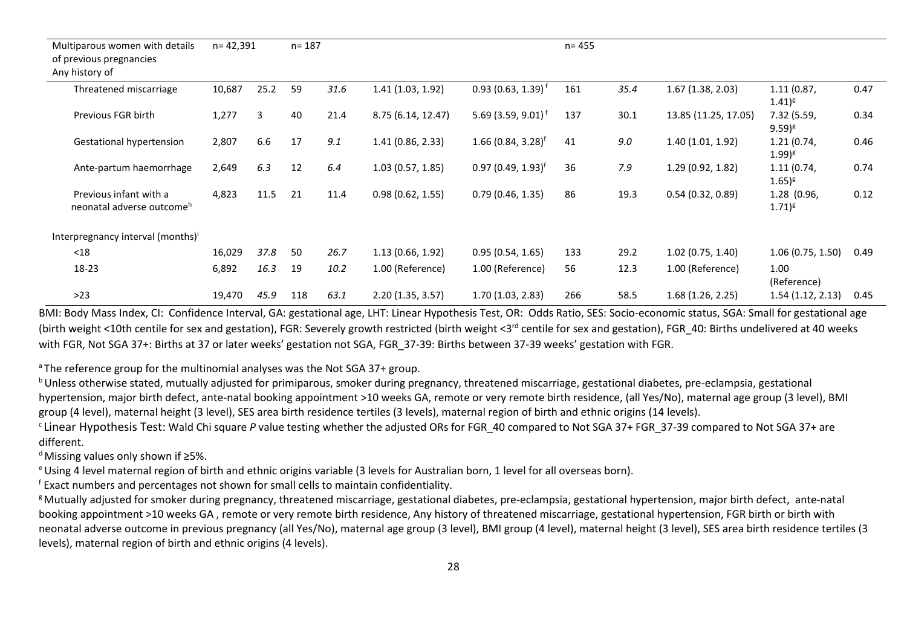| Multiparous women with details of previous pregnancies Any history of | n= 42,391 | | n= 187 | | | | n= 455 | | | | |
|---|---|---|---|---|---|---|---|---|---|---|---|
| Threatened miscarriage | 10,687 | 25.2 | 59 | *31.6* | 1.41 (1.03, 1.92) | 0.93 (0.63, 1.39)[f] | 161 | *35.4* | 1.67 (1.38, 2.03) | 1.11 (0.87, 1.41)[g] | 0.47 |
| Previous FGR birth | 1,277 | 3 | 40 | 21.4 | 8.75 (6.14, 12.47) | 5.69 (3.59, 9.01)[f] | 137 | 30.1 | 13.85 (11.25, 17.05) | 7.32 (5.59, 9.59)[g] | 0.34 |
| Gestational hypertension | 2,807 | 6.6 | 17 | *9.1* | 1.41 (0.86, 2.33) | 1.66 (0.84, 3.28)[f] | 41 | *9.0* | 1.40 (1.01, 1.92) | 1.21 (0.74, 1.99)[g] | 0.46 |
| Ante-partum haemorrhage | 2,649 | *6.3* | 12 | *6.4* | 1.03 (0.57, 1.85) | 0.97 (0.49, 1.93)[f] | 36 | *7.9* | 1.29 (0.92, 1.82) | 1.11 (0.74, 1.65)[g] | 0.74 |
| Previous infant with a neonatal adverse outcome[h] | 4,823 | 11.5 | 21 | 11.4 | 0.98 (0.62, 1.55) | 0.79 (0.46, 1.35) | 86 | 19.3 | 0.54 (0.32, 0.89) | 1.28 (0.96, 1.71)[g] | 0.12 |
| Interpregnancy interval (months)[i] | | | | | | | | | | | |
| <18 | 16,029 | *37.8* | 50 | *26.7* | 1.13 (0.66, 1.92) | 0.95 (0.54, 1.65) | 133 | 29.2 | 1.02 (0.75, 1.40) | 1.06 (0.75, 1.50) | 0.49 |
| 18-23 | 6,892 | *16.3* | 19 | *10.2* | 1.00 (Reference) | 1.00 (Reference) | 56 | 12.3 | 1.00 (Reference) | 1.00 (Reference) | |
| >23 | 19,470 | *45.9* | 118 | *63.1* | 2.20 (1.35, 3.57) | 1.70 (1.03, 2.83) | 266 | 58.5 | 1.68 (1.26, 2.25) | 1.54 (1.12, 2.13) | 0.45 |

BMI: Body Mass Index, CI: Confidence Interval, GA: gestational age, LHT: Linear Hypothesis Test, OR: Odds Ratio, SES: Socio-economic status, SGA: Small for gestational age (birth weight <10th centile for sex and gestation), FGR: Severely growth restricted (birth weight <3rd centile for sex and gestation), FGR_40: Births undelivered at 40 weeks with FGR, Not SGA 37+: Births at 37 or later weeks' gestation not SGA, FGR_37-39: Births between 37-39 weeks' gestation with FGR.

[a] The reference group for the multinomial analyses was the Not SGA 37+ group.

[b] Unless otherwise stated, mutually adjusted for primiparous, smoker during pregnancy, threatened miscarriage, gestational diabetes, pre-eclampsia, gestational hypertension, major birth defect, ante-natal booking appointment >10 weeks GA, remote or very remote birth residence, (all Yes/No), maternal age group (3 level), BMI group (4 level), maternal height (3 level), SES area birth residence tertiles (3 levels), maternal region of birth and ethnic origins (14 levels).

[c] Linear Hypothesis Test: Wald Chi square *P* value testing whether the adjusted ORs for FGR_40 compared to Not SGA 37+ FGR_37-39 compared to Not SGA 37+ are different.

[d] Missing values only shown if ≥5%.

[e] Using 4 level maternal region of birth and ethnic origins variable (3 levels for Australian born, 1 level for all overseas born).

[f] Exact numbers and percentages not shown for small cells to maintain confidentiality.

[g] Mutually adjusted for smoker during pregnancy, threatened miscarriage, gestational diabetes, pre-eclampsia, gestational hypertension, major birth defect, ante-natal booking appointment >10 weeks GA , remote or very remote birth residence, Any history of threatened miscarriage, gestational hypertension, FGR birth or birth with neonatal adverse outcome in previous pregnancy (all Yes/No), maternal age group (3 level), BMI group (4 level), maternal height (3 level), SES area birth residence tertiles (3 levels), maternal region of birth and ethnic origins (4 levels).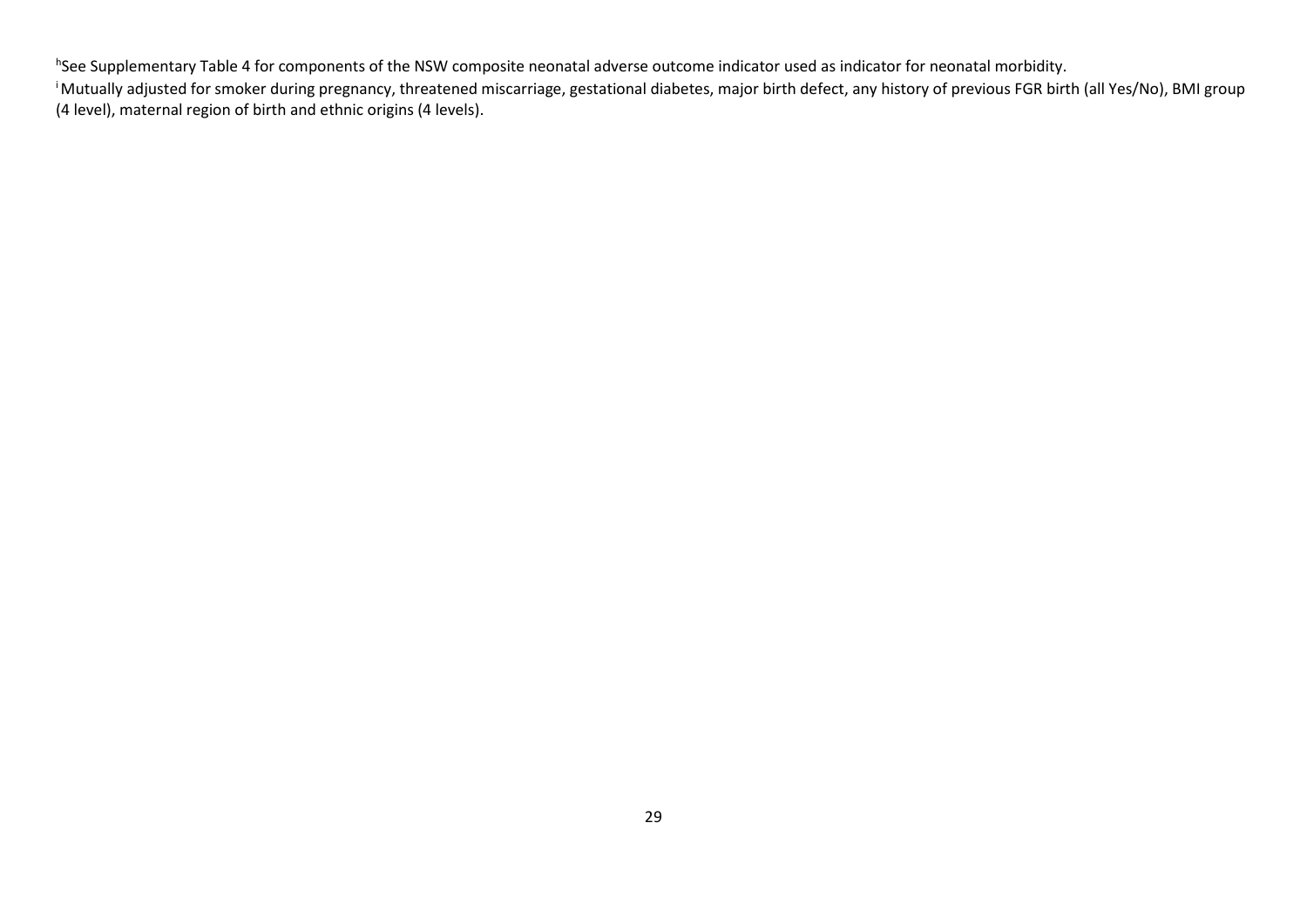[h]See Supplementary Table 4 for components of the NSW composite neonatal adverse outcome indicator used as indicator for neonatal morbidity.

[i]Mutually adjusted for smoker during pregnancy, threatened miscarriage, gestational diabetes, major birth defect, any history of previous FGR birth (all Yes/No), BMI group (4 level), maternal region of birth and ethnic origins (4 levels).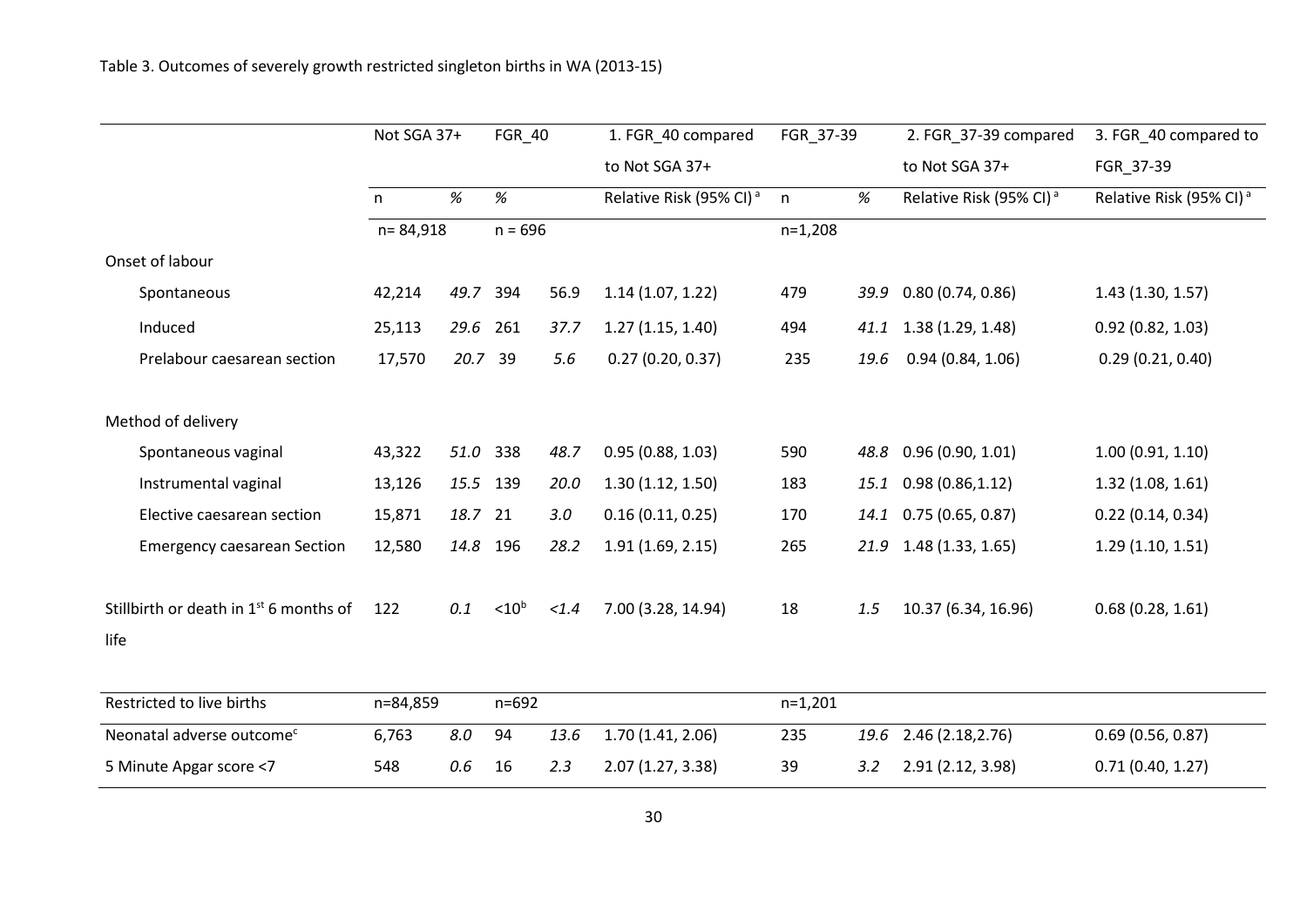Table 3. Outcomes of severely growth restricted singleton births in WA (2013-15)

| | Not SGA 37+ | | FGR_40 | | 1. FGR_40 compared to Not SGA 37+ | FGR_37-39 | | 2. FGR_37-39 compared to Not SGA 37+ | 3. FGR_40 compared to FGR_37-39 |
|---|---|---|---|---|---|---|---|---|---|
| | n | % | % | | Relative Risk (95% CI) [a] | n | % | Relative Risk (95% CI) [a] | Relative Risk (95% CI) [a] |
| | n= 84,918 | | n = 696 | | | n=1,208 | | | |
| Onset of labour | | | | | | | | | |
| Spontaneous | 42,214 | 49.7 | 394 | 56.9 | 1.14 (1.07, 1.22) | 479 | 39.9 | 0.80 (0.74, 0.86) | 1.43 (1.30, 1.57) |
| Induced | 25,113 | 29.6 | 261 | 37.7 | 1.27 (1.15, 1.40) | 494 | 41.1 | 1.38 (1.29, 1.48) | 0.92 (0.82, 1.03) |
| Prelabour caesarean section | 17,570 | 20.7 | 39 | 5.6 | 0.27 (0.20, 0.37) | 235 | 19.6 | 0.94 (0.84, 1.06) | 0.29 (0.21, 0.40) |
| Method of delivery | | | | | | | | | |
| Spontaneous vaginal | 43,322 | 51.0 | 338 | 48.7 | 0.95 (0.88, 1.03) | 590 | 48.8 | 0.96 (0.90, 1.01) | 1.00 (0.91, 1.10) |
| Instrumental vaginal | 13,126 | 15.5 | 139 | 20.0 | 1.30 (1.12, 1.50) | 183 | 15.1 | 0.98 (0.86,1.12) | 1.32 (1.08, 1.61) |
| Elective caesarean section | 15,871 | 18.7 | 21 | 3.0 | 0.16 (0.11, 0.25) | 170 | 14.1 | 0.75 (0.65, 0.87) | 0.22 (0.14, 0.34) |
| Emergency caesarean Section | 12,580 | 14.8 | 196 | 28.2 | 1.91 (1.69, 2.15) | 265 | 21.9 | 1.48 (1.33, 1.65) | 1.29 (1.10, 1.51) |
| Stillbirth or death in 1st 6 months of life | 122 | 0.1 | <10[b] | <1.4 | 7.00 (3.28, 14.94) | 18 | 1.5 | 10.37 (6.34, 16.96) | 0.68 (0.28, 1.61) |
| Restricted to live births | n=84,859 | | n=692 | | | n=1,201 | | | |
| Neonatal adverse outcome[c] | 6,763 | 8.0 | 94 | 13.6 | 1.70 (1.41, 2.06) | 235 | 19.6 | 2.46 (2.18,2.76) | 0.69 (0.56, 0.87) |
| 5 Minute Apgar score <7 | 548 | 0.6 | 16 | 2.3 | 2.07 (1.27, 3.38) | 39 | 3.2 | 2.91 (2.12, 3.98) | 0.71 (0.40, 1.27) |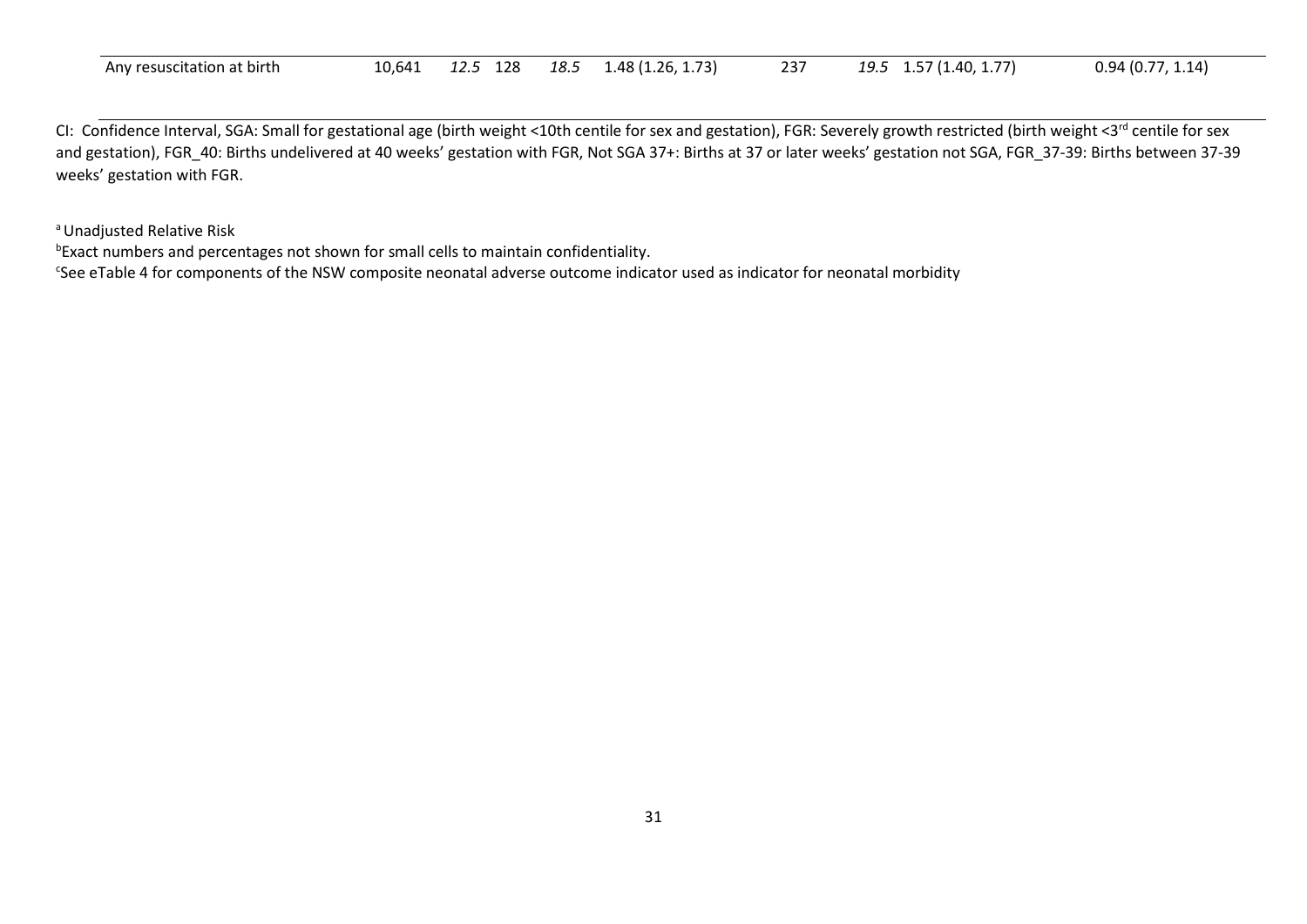| | | | | | | | | |
|---|---|---|---|---|---|---|---|---|
| Any resuscitation at birth | 10,641 | *12.5* | 128 | *18.5* | 1.48 (1.26, 1.73) | 237 | *19.5* 1.57 (1.40, 1.77) | 0.94 (0.77, 1.14) |

CI: Confidence Interval, SGA: Small for gestational age (birth weight <10th centile for sex and gestation), FGR: Severely growth restricted (birth weight <3rd centile for sex and gestation), FGR_40: Births undelivered at 40 weeks' gestation with FGR, Not SGA 37+: Births at 37 or later weeks' gestation not SGA, FGR_37-39: Births between 37-39 weeks' gestation with FGR.

[a] Unadjusted Relative Risk

[b] Exact numbers and percentages not shown for small cells to maintain confidentiality.

[c] See eTable 4 for components of the NSW composite neonatal adverse outcome indicator used as indicator for neonatal morbidity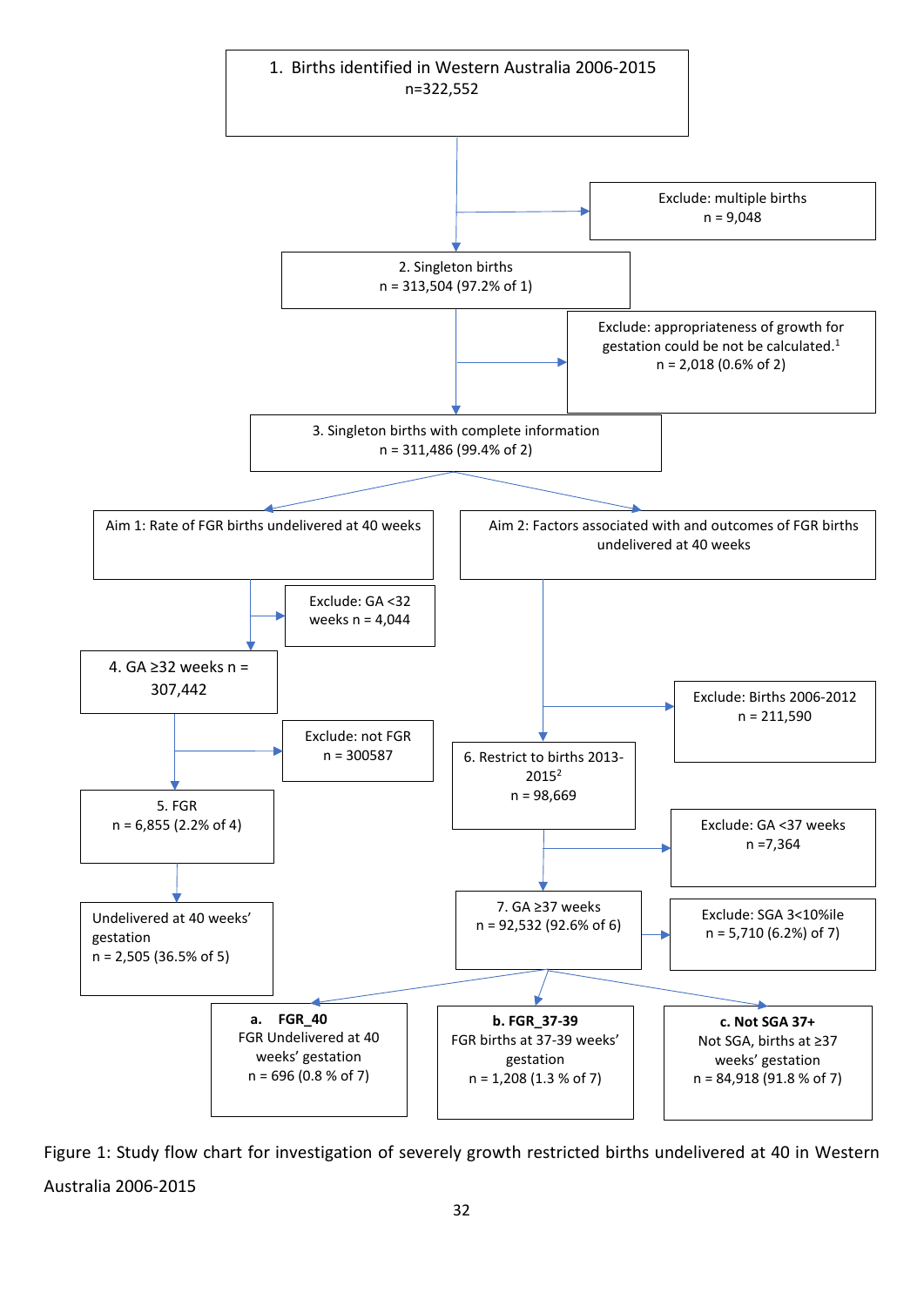1. Births identified in Western Australia 2006-2015
n=322,552

Exclude: multiple births
n = 9,048

2. Singleton births
n = 313,504 (97.2% of 1)

Exclude: appropriateness of growth for gestation could be not be calculated.[1]
n = 2,018 (0.6% of 2)

3. Singleton births with complete information
n = 311,486 (99.4% of 2)

Aim 1: Rate of FGR births undelivered at 40 weeks

Exclude: GA <32 weeks n = 4,044

4. GA ≥32 weeks n = 307,442

Exclude: not FGR
n = 300587

5. FGR
n = 6,855 (2.2% of 4)

Undelivered at 40 weeks' gestation
n = 2,505 (36.5% of 5)

Aim 2: Factors associated with and outcomes of FGR births undelivered at 40 weeks

Exclude: Births 2006-2012
n = 211,590

6. Restrict to births 2013-2015[2]
n = 98,669

Exclude: GA <37 weeks
n =7,364

7. GA ≥37 weeks
n = 92,532 (92.6% of 6)

Exclude: SGA 3<10%ile
n = 5,710 (6.2%) of 7)

**a. FGR_40**
FGR Undelivered at 40 weeks' gestation
n = 696 (0.8 % of 7)

**b. FGR_37-39**
FGR births at 37-39 weeks' gestation
n = 1,208 (1.3 % of 7)

**c. Not SGA 37+**
Not SGA, births at ≥37 weeks' gestation
n = 84,918 (91.8 % of 7)

Figure 1: Study flow chart for investigation of severely growth restricted births undelivered at 40 in Western Australia 2006-2015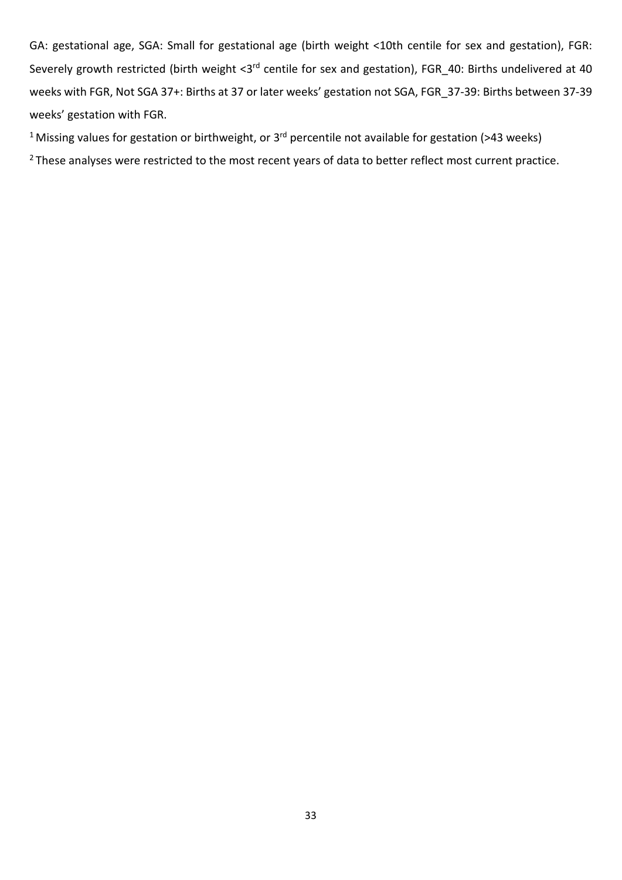GA: gestational age, SGA: Small for gestational age (birth weight <10th centile for sex and gestation), FGR: Severely growth restricted (birth weight <3rd centile for sex and gestation), FGR_40: Births undelivered at 40 weeks with FGR, Not SGA 37+: Births at 37 or later weeks' gestation not SGA, FGR_37-39: Births between 37-39 weeks' gestation with FGR.

[1] Missing values for gestation or birthweight, or 3rd percentile not available for gestation (>43 weeks)

[2] These analyses were restricted to the most recent years of data to better reflect most current practice.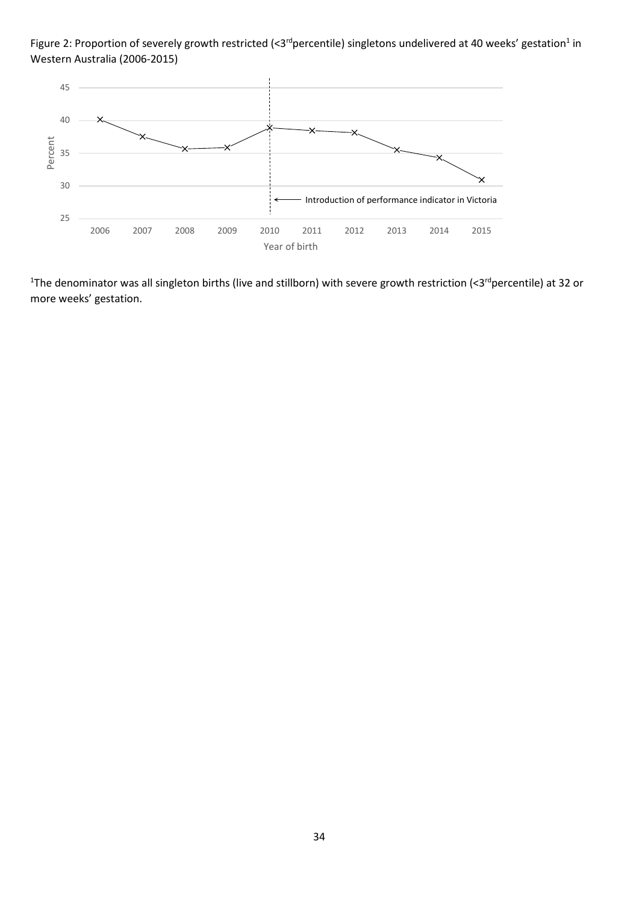Figure 2: Proportion of severely growth restricted (<3rd percentile) singletons undelivered at 40 weeks' gestation[1] in Western Australia (2006-2015)

45
40
35
30
25

Percent

Introduction of performance indicator in Victoria

2006 2007 2008 2009 2010 2011 2012 2013 2014 2015

Year of birth

[1]The denominator was all singleton births (live and stillborn) with severe growth restriction (<3rd percentile) at 32 or more weeks' gestation.